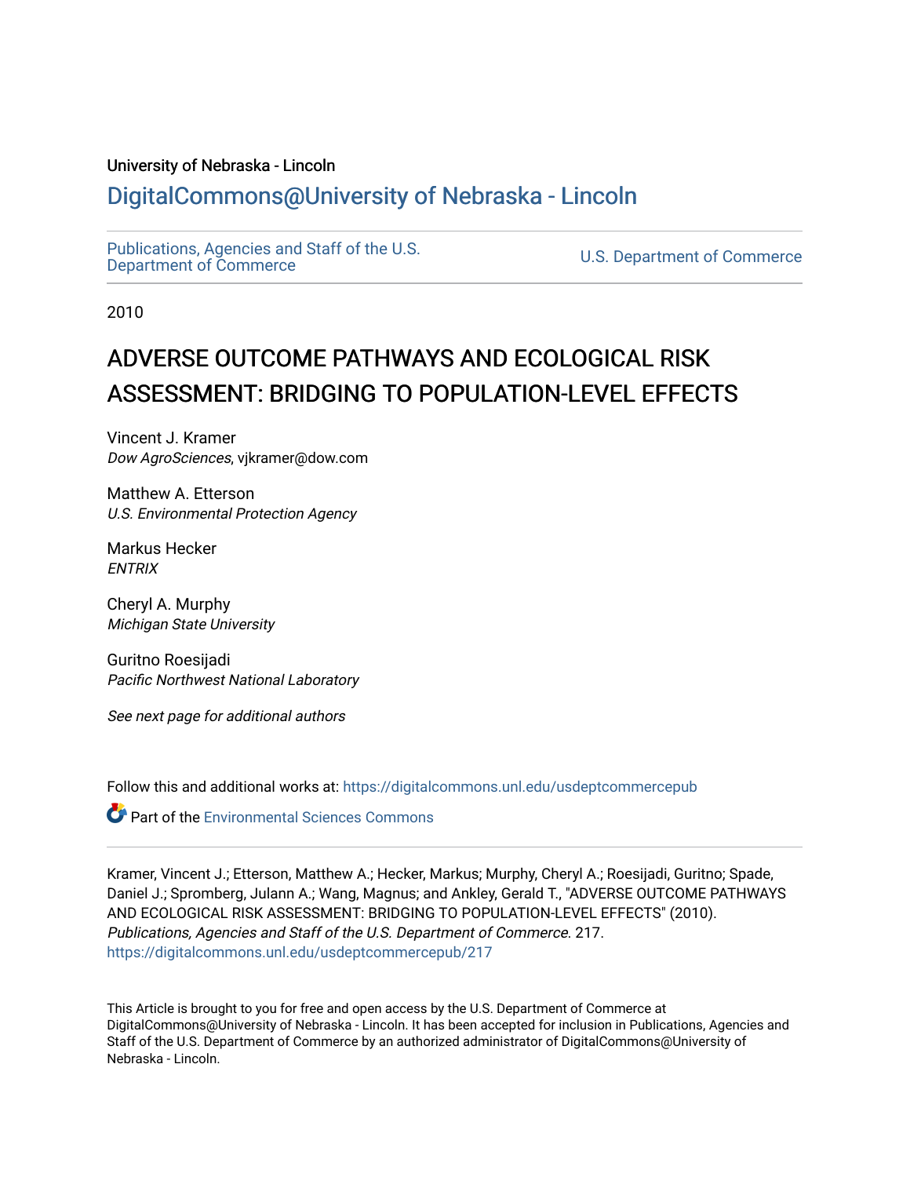University of Nebraska - Lincoln

## DigitalCommons@University of Nebraska - Lincoln

Publications, Agencies and Staff of the U.S. Department of Commerce | U.S. Department of Commerce

2010

# ADVERSE OUTCOME PATHWAYS AND ECOLOGICAL RISK ASSESSMENT: BRIDGING TO POPULATION-LEVEL EFFECTS

Vincent J. Kramer
*Dow AgroSciences*, vjkramer@dow.com

Matthew A. Etterson
*U.S. Environmental Protection Agency*

Markus Hecker
*ENTRIX*

Cheryl A. Murphy
*Michigan State University*

Guritno Roesijadi
*Pacific Northwest National Laboratory*

*See next page for additional authors*

Follow this and additional works at: https://digitalcommons.unl.edu/usdeptcommercepub

Part of the Environmental Sciences Commons

Kramer, Vincent J.; Etterson, Matthew A.; Hecker, Markus; Murphy, Cheryl A.; Roesijadi, Guritno; Spade, Daniel J.; Spromberg, Julann A.; Wang, Magnus; and Ankley, Gerald T., "ADVERSE OUTCOME PATHWAYS AND ECOLOGICAL RISK ASSESSMENT: BRIDGING TO POPULATION-LEVEL EFFECTS" (2010). *Publications, Agencies and Staff of the U.S. Department of Commerce*. 217.
https://digitalcommons.unl.edu/usdeptcommercepub/217

This Article is brought to you for free and open access by the U.S. Department of Commerce at DigitalCommons@University of Nebraska - Lincoln. It has been accepted for inclusion in Publications, Agencies and Staff of the U.S. Department of Commerce by an authorized administrator of DigitalCommons@University of Nebraska - Lincoln.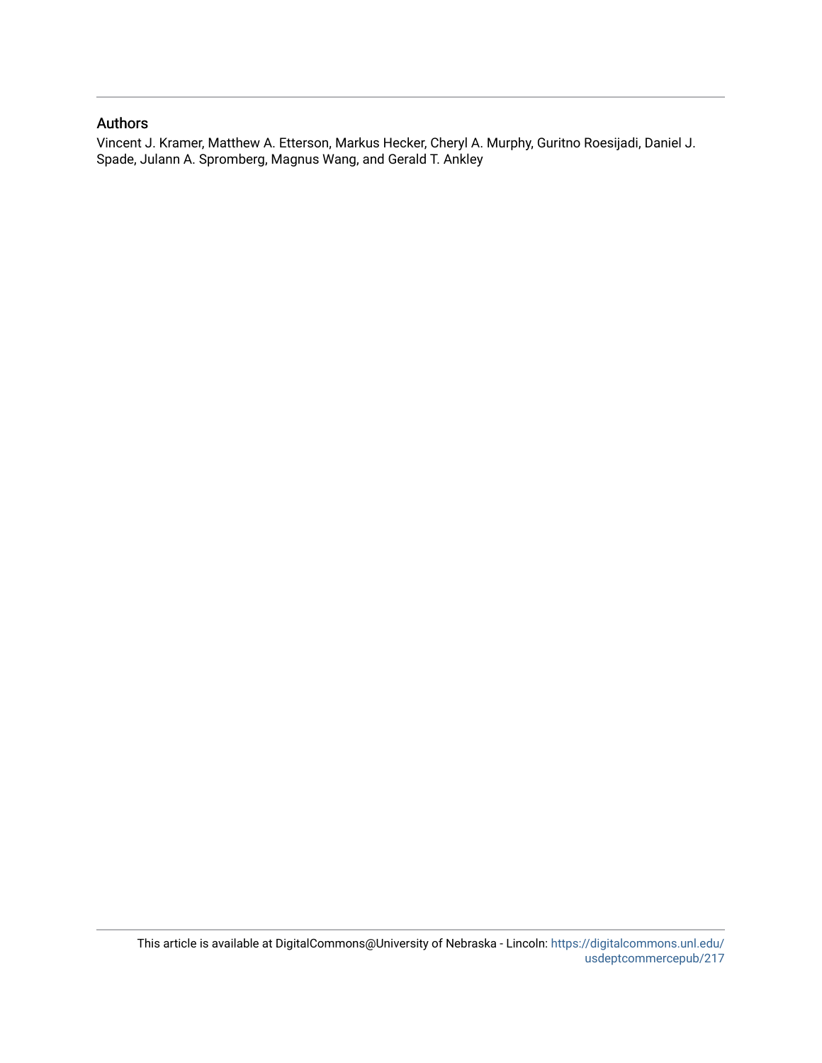## Authors

Vincent J. Kramer, Matthew A. Etterson, Markus Hecker, Cheryl A. Murphy, Guritno Roesijadi, Daniel J. Spade, Julann A. Spromberg, Magnus Wang, and Gerald T. Ankley

This article is available at DigitalCommons@University of Nebraska - Lincoln: https://digitalcommons.unl.edu/usdeptcommercepub/217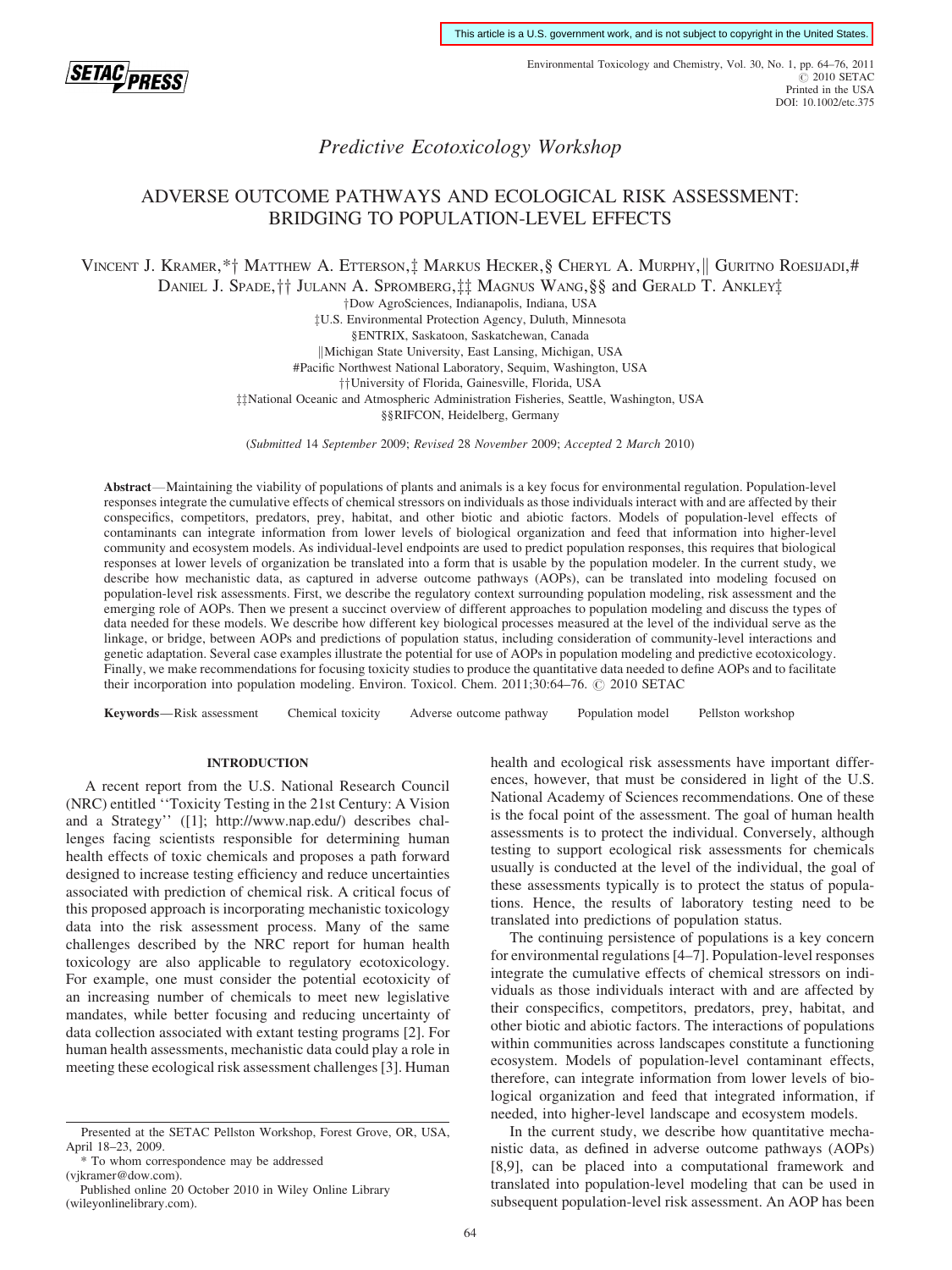This article is a U.S. government work, and is not subject to copyright in the United States.

*Predictive Ecotoxicology Workshop*

# ADVERSE OUTCOME PATHWAYS AND ECOLOGICAL RISK ASSESSMENT: BRIDGING TO POPULATION-LEVEL EFFECTS

VINCENT J. KRAMER,*† MATTHEW A. ETTERSON,‡ MARKUS HECKER,§ CHERYL A. MURPHY,|| GURITNO ROESIJADI,# DANIEL J. SPADE,†† JULANN A. SPROMBERG,‡‡ MAGNUS WANG,§§ and GERALD T. ANKLEY‡

†Dow AgroSciences, Indianapolis, Indiana, USA
‡U.S. Environmental Protection Agency, Duluth, Minnesota
§ENTRIX, Saskatoon, Saskatchewan, Canada
||Michigan State University, East Lansing, Michigan, USA
#Pacific Northwest National Laboratory, Sequim, Washington, USA
††University of Florida, Gainesville, Florida, USA
‡‡National Oceanic and Atmospheric Administration Fisheries, Seattle, Washington, USA
§§RIFCON, Heidelberg, Germany

(*Submitted* 14 *September* 2009; *Revised* 28 *November* 2009; *Accepted* 2 *March* 2010)

**Abstract**—Maintaining the viability of populations of plants and animals is a key focus for environmental regulation. Population-level responses integrate the cumulative effects of chemical stressors on individuals as those individuals interact with and are affected by their conspecifics, competitors, predators, prey, habitat, and other biotic and abiotic factors. Models of population-level effects of contaminants can integrate information from lower levels of biological organization and feed that information into higher-level community and ecosystem models. As individual-level endpoints are used to predict population responses, this requires that biological responses at lower levels of organization be translated into a form that is usable by the population modeler. In the current study, we describe how mechanistic data, as captured in adverse outcome pathways (AOPs), can be translated into modeling focused on population-level risk assessments. First, we describe the regulatory context surrounding population modeling, risk assessment and the emerging role of AOPs. Then we present a succinct overview of different approaches to population modeling and discuss the types of data needed for these models. We describe how different key biological processes measured at the level of the individual serve as the linkage, or bridge, between AOPs and predictions of population status, including consideration of community-level interactions and genetic adaptation. Several case examples illustrate the potential for use of AOPs in population modeling and predictive ecotoxicology. Finally, we make recommendations for focusing toxicity studies to produce the quantitative data needed to define AOPs and to facilitate their incorporation into population modeling. Environ. Toxicol. Chem. 2011;30:64–76. © 2010 SETAC

**Keywords**—Risk assessment   Chemical toxicity   Adverse outcome pathway   Population model   Pellston workshop

## INTRODUCTION

A recent report from the U.S. National Research Council (NRC) entitled ''Toxicity Testing in the 21st Century: A Vision and a Strategy'' ([1]; http://www.nap.edu/) describes challenges facing scientists responsible for determining human health effects of toxic chemicals and proposes a path forward designed to increase testing efficiency and reduce uncertainties associated with prediction of chemical risk. A critical focus of this proposed approach is incorporating mechanistic toxicology data into the risk assessment process. Many of the same challenges described by the NRC report for human health toxicology are also applicable to regulatory ecotoxicology. For example, one must consider the potential ecotoxicity of an increasing number of chemicals to meet new legislative mandates, while better focusing and reducing uncertainty of data collection associated with extant testing programs [2]. For human health assessments, mechanistic data could play a role in meeting these ecological risk assessment challenges [3]. Human health and ecological risk assessments have important differences, however, that must be considered in light of the U.S. National Academy of Sciences recommendations. One of these is the focal point of the assessment. The goal of human health assessments is to protect the individual. Conversely, although testing to support ecological risk assessments for chemicals usually is conducted at the level of the individual, the goal of these assessments typically is to protect the status of populations. Hence, the results of laboratory testing need to be translated into predictions of population status.

The continuing persistence of populations is a key concern for environmental regulations [4–7]. Population-level responses integrate the cumulative effects of chemical stressors on individuals as those individuals interact with and are affected by their conspecifics, competitors, predators, prey, habitat, and other biotic and abiotic factors. The interactions of populations within communities across landscapes constitute a functioning ecosystem. Models of population-level contaminant effects, therefore, can integrate information from lower levels of biological organization and feed that integrated information, if needed, into higher-level landscape and ecosystem models.

In the current study, we describe how quantitative mechanistic data, as defined in adverse outcome pathways (AOPs) [8,9], can be placed into a computational framework and translated into population-level modeling that can be used in subsequent population-level risk assessment. An AOP has been

Presented at the SETAC Pellston Workshop, Forest Grove, OR, USA, April 18–23, 2009.

\* To whom correspondence may be addressed (vjkramer@dow.com).

Published online 20 October 2010 in Wiley Online Library (wileyonlinelibrary.com).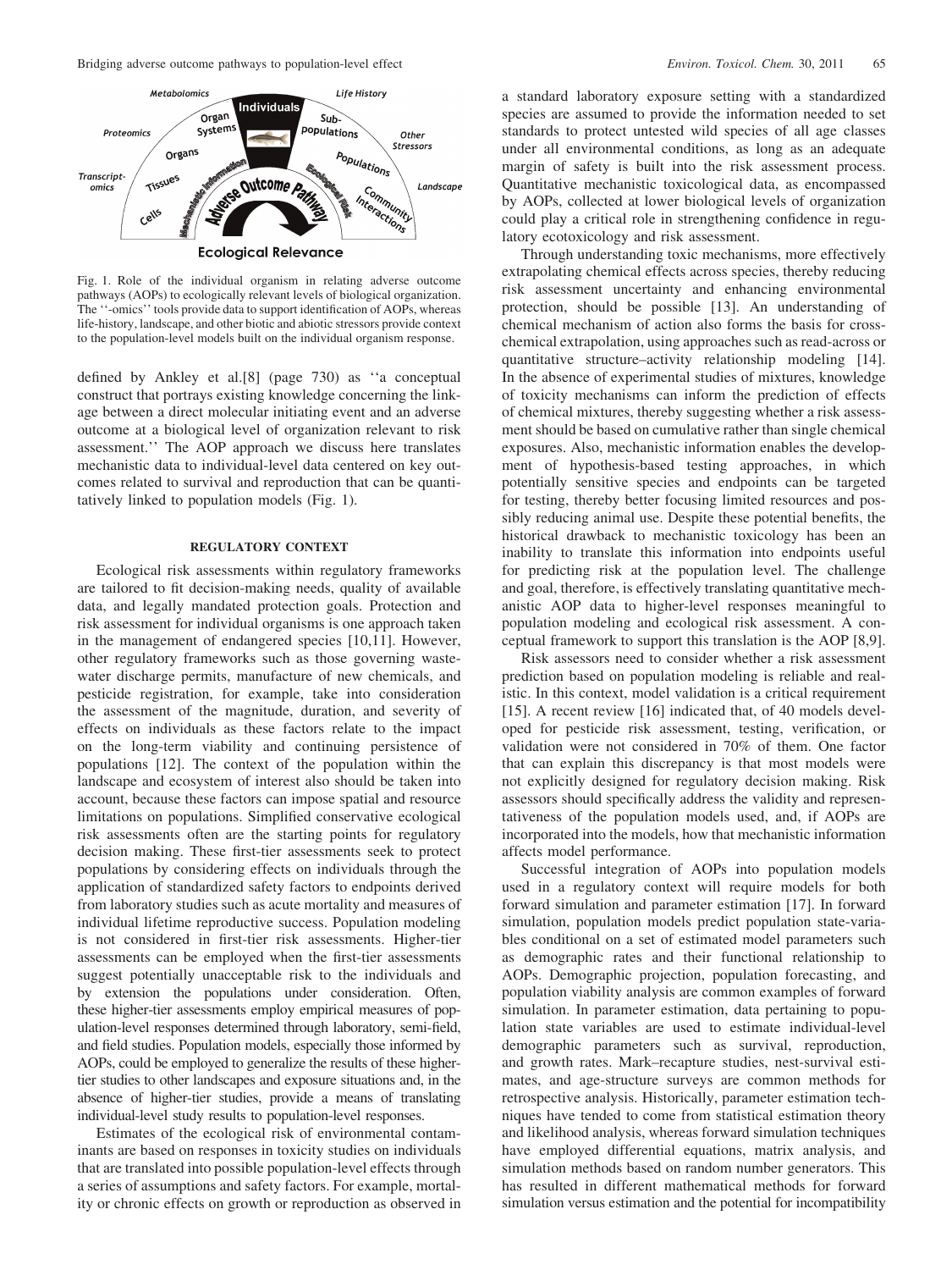Fig. 1. Role of the individual organism in relating adverse outcome pathways (AOPs) to ecologically relevant levels of biological organization. The ''-omics'' tools provide data to support identification of AOPs, whereas life-history, landscape, and other biotic and abiotic stressors provide context to the population-level models built on the individual organism response.

defined by Ankley et al.[8] (page 730) as ''a conceptual construct that portrays existing knowledge concerning the linkage between a direct molecular initiating event and an adverse outcome at a biological level of organization relevant to risk assessment.'' The AOP approach we discuss here translates mechanistic data to individual-level data centered on key outcomes related to survival and reproduction that can be quantitatively linked to population models (Fig. 1).

## REGULATORY CONTEXT

Ecological risk assessments within regulatory frameworks are tailored to fit decision-making needs, quality of available data, and legally mandated protection goals. Protection and risk assessment for individual organisms is one approach taken in the management of endangered species [10,11]. However, other regulatory frameworks such as those governing wastewater discharge permits, manufacture of new chemicals, and pesticide registration, for example, take into consideration the assessment of the magnitude, duration, and severity of effects on individuals as these factors relate to the impact on the long-term viability and continuing persistence of populations [12]. The context of the population within the landscape and ecosystem of interest also should be taken into account, because these factors can impose spatial and resource limitations on populations. Simplified conservative ecological risk assessments often are the starting points for regulatory decision making. These first-tier assessments seek to protect populations by considering effects on individuals through the application of standardized safety factors to endpoints derived from laboratory studies such as acute mortality and measures of individual lifetime reproductive success. Population modeling is not considered in first-tier risk assessments. Higher-tier assessments can be employed when the first-tier assessments suggest potentially unacceptable risk to the individuals and by extension the populations under consideration. Often, these higher-tier assessments employ empirical measures of population-level responses determined through laboratory, semi-field, and field studies. Population models, especially those informed by AOPs, could be employed to generalize the results of these higher-tier studies to other landscapes and exposure situations and, in the absence of higher-tier studies, provide a means of translating individual-level study results to population-level responses.

Estimates of the ecological risk of environmental contaminants are based on responses in toxicity studies on individuals that are translated into possible population-level effects through a series of assumptions and safety factors. For example, mortality or chronic effects on growth or reproduction as observed in a standard laboratory exposure setting with a standardized species are assumed to provide the information needed to set standards to protect untested wild species of all age classes under all environmental conditions, as long as an adequate margin of safety is built into the risk assessment process. Quantitative mechanistic toxicological data, as encompassed by AOPs, collected at lower biological levels of organization could play a critical role in strengthening confidence in regulatory ecotoxicology and risk assessment.

Through understanding toxic mechanisms, more effectively extrapolating chemical effects across species, thereby reducing risk assessment uncertainty and enhancing environmental protection, should be possible [13]. An understanding of chemical mechanism of action also forms the basis for cross-chemical extrapolation, using approaches such as read-across or quantitative structure–activity relationship modeling [14]. In the absence of experimental studies of mixtures, knowledge of toxicity mechanisms can inform the prediction of effects of chemical mixtures, thereby suggesting whether a risk assessment should be based on cumulative rather than single chemical exposures. Also, mechanistic information enables the development of hypothesis-based testing approaches, in which potentially sensitive species and endpoints can be targeted for testing, thereby better focusing limited resources and possibly reducing animal use. Despite these potential benefits, the historical drawback to mechanistic toxicology has been an inability to translate this information into endpoints useful for predicting risk at the population level. The challenge and goal, therefore, is effectively translating quantitative mechanistic AOP data to higher-level responses meaningful to population modeling and ecological risk assessment. A conceptual framework to support this translation is the AOP [8,9].

Risk assessors need to consider whether a risk assessment prediction based on population modeling is reliable and realistic. In this context, model validation is a critical requirement [15]. A recent review [16] indicated that, of 40 models developed for pesticide risk assessment, testing, verification, or validation were not considered in 70% of them. One factor that can explain this discrepancy is that most models were not explicitly designed for regulatory decision making. Risk assessors should specifically address the validity and representativeness of the population models used, and, if AOPs are incorporated into the models, how that mechanistic information affects model performance.

Successful integration of AOPs into population models used in a regulatory context will require models for both forward simulation and parameter estimation [17]. In forward simulation, population models predict population state-variables conditional on a set of estimated model parameters such as demographic rates and their functional relationship to AOPs. Demographic projection, population forecasting, and population viability analysis are common examples of forward simulation. In parameter estimation, data pertaining to population state variables are used to estimate individual-level demographic parameters such as survival, reproduction, and growth rates. Mark–recapture studies, nest-survival estimates, and age-structure surveys are common methods for retrospective analysis. Historically, parameter estimation techniques have tended to come from statistical estimation theory and likelihood analysis, whereas forward simulation techniques have employed differential equations, matrix analysis, and simulation methods based on random number generators. This has resulted in different mathematical methods for forward simulation versus estimation and the potential for incompatibility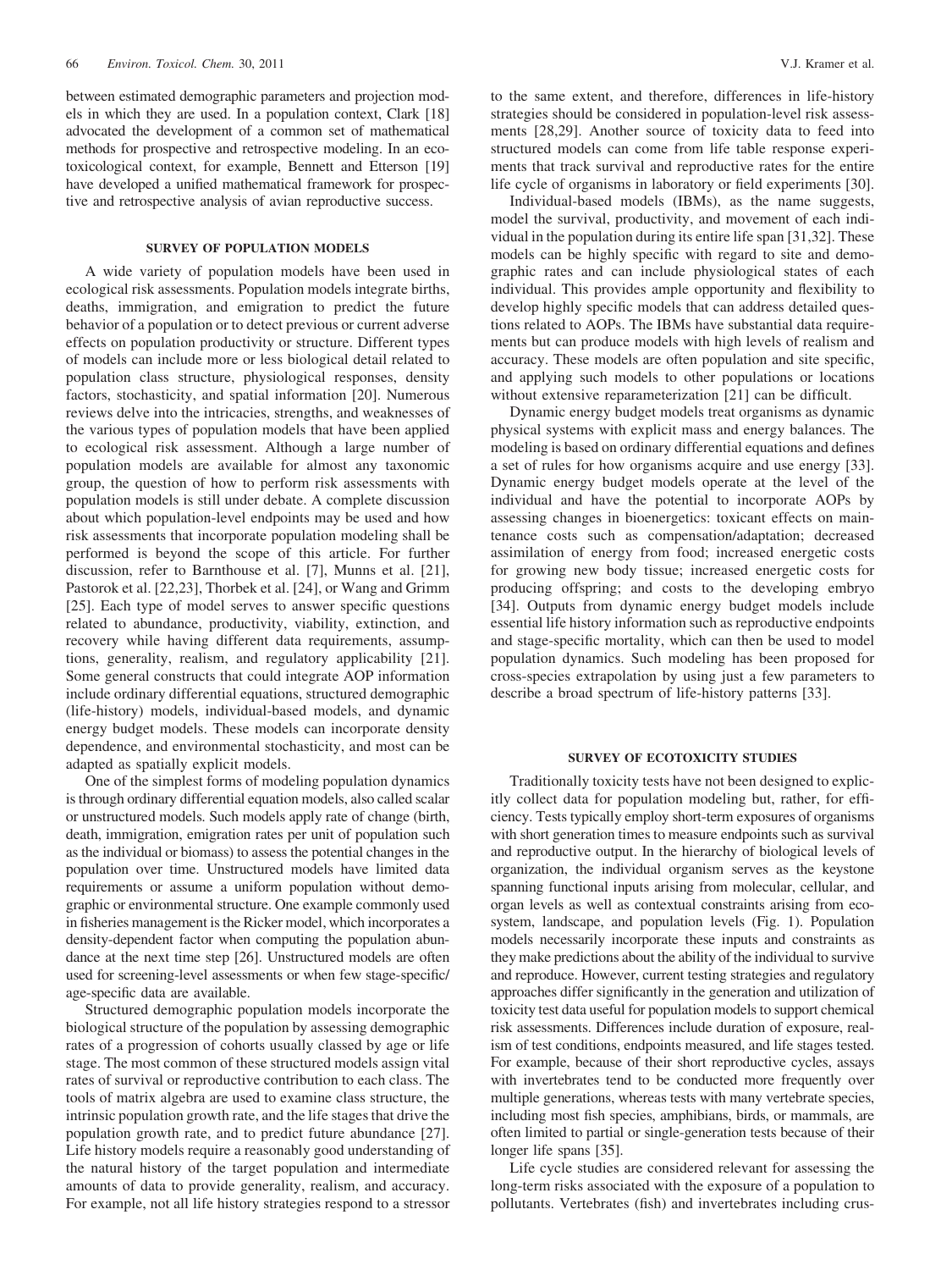between estimated demographic parameters and projection models in which they are used. In a population context, Clark [18] advocated the development of a common set of mathematical methods for prospective and retrospective modeling. In an ecotoxicological context, for example, Bennett and Etterson [19] have developed a unified mathematical framework for prospective and retrospective analysis of avian reproductive success.

## SURVEY OF POPULATION MODELS

A wide variety of population models have been used in ecological risk assessments. Population models integrate births, deaths, immigration, and emigration to predict the future behavior of a population or to detect previous or current adverse effects on population productivity or structure. Different types of models can include more or less biological detail related to population class structure, physiological responses, density factors, stochasticity, and spatial information [20]. Numerous reviews delve into the intricacies, strengths, and weaknesses of the various types of population models that have been applied to ecological risk assessment. Although a large number of population models are available for almost any taxonomic group, the question of how to perform risk assessments with population models is still under debate. A complete discussion about which population-level endpoints may be used and how risk assessments that incorporate population modeling shall be performed is beyond the scope of this article. For further discussion, refer to Barnthouse et al. [7], Munns et al. [21], Pastorok et al. [22,23], Thorbek et al. [24], or Wang and Grimm [25]. Each type of model serves to answer specific questions related to abundance, productivity, viability, extinction, and recovery while having different data requirements, assumptions, generality, realism, and regulatory applicability [21]. Some general constructs that could integrate AOP information include ordinary differential equations, structured demographic (life-history) models, individual-based models, and dynamic energy budget models. These models can incorporate density dependence, and environmental stochasticity, and most can be adapted as spatially explicit models.

One of the simplest forms of modeling population dynamics is through ordinary differential equation models, also called scalar or unstructured models. Such models apply rate of change (birth, death, immigration, emigration rates per unit of population such as the individual or biomass) to assess the potential changes in the population over time. Unstructured models have limited data requirements or assume a uniform population without demographic or environmental structure. One example commonly used in fisheries management is the Ricker model, which incorporates a density-dependent factor when computing the population abundance at the next time step [26]. Unstructured models are often used for screening-level assessments or when few stage-specific/age-specific data are available.

Structured demographic population models incorporate the biological structure of the population by assessing demographic rates of a progression of cohorts usually classed by age or life stage. The most common of these structured models assign vital rates of survival or reproductive contribution to each class. The tools of matrix algebra are used to examine class structure, the intrinsic population growth rate, and the life stages that drive the population growth rate, and to predict future abundance [27]. Life history models require a reasonably good understanding of the natural history of the target population and intermediate amounts of data to provide generality, realism, and accuracy. For example, not all life history strategies respond to a stressor to the same extent, and therefore, differences in life-history strategies should be considered in population-level risk assessments [28,29]. Another source of toxicity data to feed into structured models can come from life table response experiments that track survival and reproductive rates for the entire life cycle of organisms in laboratory or field experiments [30].

Individual-based models (IBMs), as the name suggests, model the survival, productivity, and movement of each individual in the population during its entire life span [31,32]. These models can be highly specific with regard to site and demographic rates and can include physiological states of each individual. This provides ample opportunity and flexibility to develop highly specific models that can address detailed questions related to AOPs. The IBMs have substantial data requirements but can produce models with high levels of realism and accuracy. These models are often population and site specific, and applying such models to other populations or locations without extensive reparameterization [21] can be difficult.

Dynamic energy budget models treat organisms as dynamic physical systems with explicit mass and energy balances. The modeling is based on ordinary differential equations and defines a set of rules for how organisms acquire and use energy [33]. Dynamic energy budget models operate at the level of the individual and have the potential to incorporate AOPs by assessing changes in bioenergetics: toxicant effects on maintenance costs such as compensation/adaptation; decreased assimilation of energy from food; increased energetic costs for growing new body tissue; increased energetic costs for producing offspring; and costs to the developing embryo [34]. Outputs from dynamic energy budget models include essential life history information such as reproductive endpoints and stage-specific mortality, which can then be used to model population dynamics. Such modeling has been proposed for cross-species extrapolation by using just a few parameters to describe a broad spectrum of life-history patterns [33].

## SURVEY OF ECOTOXICITY STUDIES

Traditionally toxicity tests have not been designed to explicitly collect data for population modeling but, rather, for efficiency. Tests typically employ short-term exposures of organisms with short generation times to measure endpoints such as survival and reproductive output. In the hierarchy of biological levels of organization, the individual organism serves as the keystone spanning functional inputs arising from molecular, cellular, and organ levels as well as contextual constraints arising from ecosystem, landscape, and population levels (Fig. 1). Population models necessarily incorporate these inputs and constraints as they make predictions about the ability of the individual to survive and reproduce. However, current testing strategies and regulatory approaches differ significantly in the generation and utilization of toxicity test data useful for population models to support chemical risk assessments. Differences include duration of exposure, realism of test conditions, endpoints measured, and life stages tested. For example, because of their short reproductive cycles, assays with invertebrates tend to be conducted more frequently over multiple generations, whereas tests with many vertebrate species, including most fish species, amphibians, birds, or mammals, are often limited to partial or single-generation tests because of their longer life spans [35].

Life cycle studies are considered relevant for assessing the long-term risks associated with the exposure of a population to pollutants. Vertebrates (fish) and invertebrates including crus-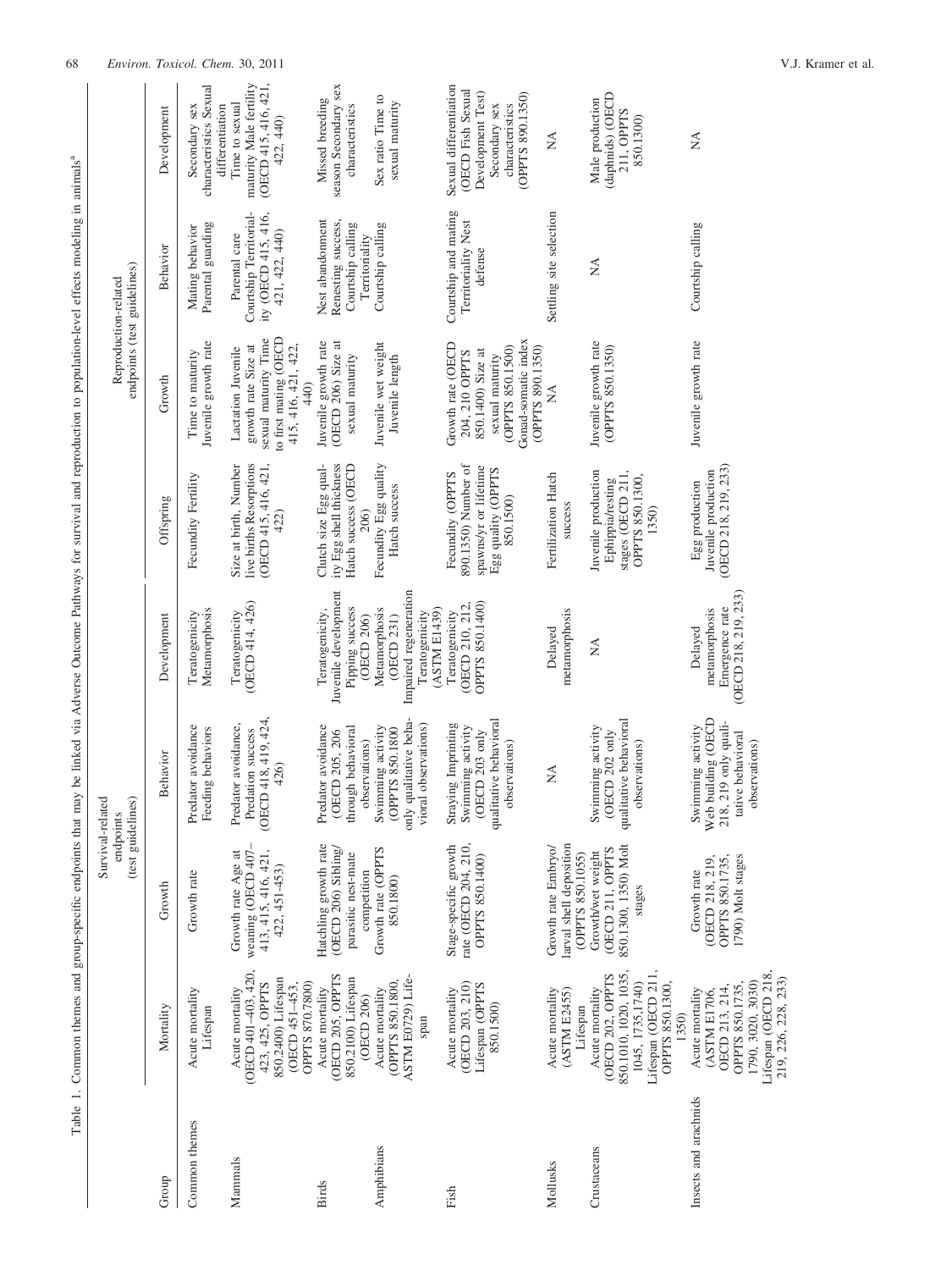Table 1. Common themes and group-specific endpoints that may be linked via Adverse Outcome Pathways for survival and reproduction to population-level effects modeling in animals[a]

| Group | Survival-related endpoints (test guidelines) | | | | Reproduction-related endpoints (test guidelines) | | | |
|---|---|---|---|---|---|---|---|---|
| | Mortality | Growth | Behavior | Development | Offspring | Growth | Behavior | Development |
| Common themes | Acute mortality Lifespan | Growth rate | Predator avoidance Feeding behaviors | Teratogenicity Metamorphosis | Fecundity Fertility | Time to maturity Juvenile growth rate | Mating behavior Parental guarding | Secondary sex characteristics Sexual differentiation |
| Mammals | Acute mortality (OECD 401–403, 420, 423, 425, OPPTS 850.2400) Lifespan (OECD 451–453, OPPTS 870.7800) | Growth rate Age at weaning (OECD 407–413, 415, 416, 421, 422, 451-453) | Predator avoidance, Predation success (OECD 418, 419, 424, 426) | Teratogenicity (OECD 414, 426) | Size at birth, Number live births Resorptions (OECD 415, 416, 421, 422) | Lactation Juvenile growth rate Size at sexual maturity Time to first mating (OECD 415, 416, 421, 422, 440) | Parental care Courtship Territoriality (OECD 415, 416, 421, 422, 440) | Time to sexual maturity Male fertility (OECD 415, 416, 421, 422, 440) |
| Birds | Acute mortality (OECD 205, OPPTS 850.2100) Lifespan (OECD 206) | Hatchling growth rate (OECD 206) Sibling/parasitic nest-mate competition | Predator avoidance (OECD 205, 206 through behavioral observations) | Teratogenicity, Juvenile development Pipping success (OECD 206) | Clutch size Egg quality Egg shell thickness Hatch success (OECD 206) | Juvenile growth rate (OECD 206) Size at sexual maturity | Nest abandonment Renesting success, Courtship calling Territoriality | Missed breeding season Secondary sex characteristics |
| Amphibians | Acute mortality (OPPTS 850.1800, ASTM E0729) Lifespan | Growth rate (OPPTS 850.1800) | Swimming activity (OPPTS 850.1800 only qualitative behavioral observations) | Metamorphosis (OECD 231) Impaired regeneration Teratogenicity (ASTM E1439) | Fecundity Egg quality Hatch success | Juvenile wet weight Juvenile length | Courtship calling | Sex ratio Time to sexual maturity |
| Fish | Acute mortality (OECD 203, 210) Lifespan (OPPTS 850.1500) | Stage-specific growth rate (OECD 204, 210, OPPTS 850.1400) | Straying Imprinting Swimming activity (OECD 203 only qualitative behavioral observations) | Teratogenicity (OECD 210, 212, OPPTS 850.1400) | Fecundity (OPPTS 890.1350) Number of spawns/yr or lifetime Egg quality (OPPTS 850.1500) | Growth rate (OECD 204, 210 OPPTS 850.1400) Size at sexual maturity (OPPTS 850.1500) Gonad-somatic index (OPPTS 890.1350) | Courtship and mating Territoriality Nest defense | Sexual differentiation (OECD Fish Sexual Development Test) Secondary sex characteristics (OPPTS 890.1350) |
| Mollusks | Acute mortality (ASTM E2455) Lifespan | Growth rate Embryo/larval shell deposition (OPPTS 850.1055) | NA | Delayed metamorphosis | Fertilization Hatch success | NA | Settling site selection | NA |
| Crustaceans | Acute mortality (OECD 202, OPPTS 850.1010, 1020, 1035, 1045, 1735,1740) Lifespan (OECD 211, OPPTS 850.1300, 1350) | Growth/wet weight (OECD 211, OPPTS 850.1300, 1350) Molt stages | Swimming activity (OECD 202 only qualitative behavioral observations) | NA | Juvenile production Ephippia/resting stages (OECD 211, OPPTS 850.1300, 1350) | Juvenile growth rate (OPPTS 850.1350) | NA | Male production (daphnids) (OECD 211, OPPTS 850.1300) |
| Insects and arachnids | Acute mortality (ASTM E1706, OECD 213, 214, OPPTS 850.1735, 1790, 3020, 3030) Lifespan (OECD 218, 219, 226, 228, 233) | Growth rate (OECD 218, 219, OPPTS 850.1735, 1790) Molt stages | Swimming activity Web building (OECD 218, 219 only qualitative behavioral observations) | Delayed metamorphosis Emergence rate (OECD 218, 219, 233) | Egg production Juvenile production (OECD 218, 219, 233) | Juvenile growth rate | Courtship calling | NA |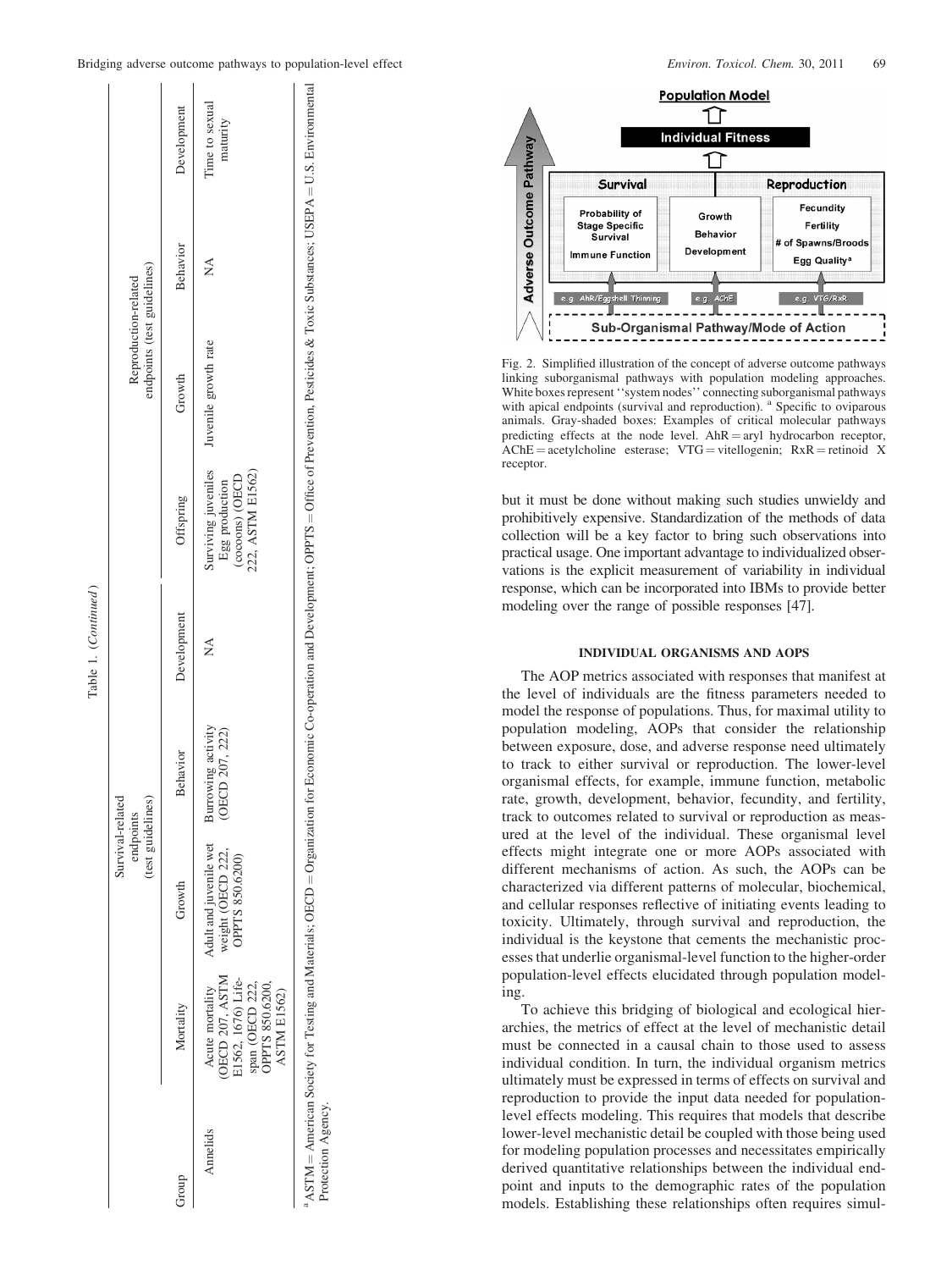Table 1. (*Continued*)

| Group | Survival-related endpoints (test guidelines) | | | | Reproduction-related endpoints (test guidelines) | | | |
|---|---|---|---|---|---|---|---|---|
| | Mortality | Growth | Behavior | Development | Offspring | Growth | Behavior | Development |
| Annelids | Acute mortality (OECD 207, ASTM E1562, 1676) Life-span (OECD 222, OPPTS 850.6200, ASTM E1562) | Adult and juvenile wet weight (OECD 222, OPPTS 850.6200) | Burrowing activity (OECD 207, 222) | NA | Surviving juveniles Egg production (cocoons) (OECD 222, ASTM E1562) | Juvenile growth rate | NA | Time to sexual maturity |

[a] ASTM = American Society for Testing and Materials; OECD = Organization for Economic Co-operation and Development; OPPTS = Office of Prevention, Pesticides & Toxic Substances; USEPA = U.S. Environmental Protection Agency.

Fig. 2. Simplified illustration of the concept of adverse outcome pathways linking suborganismal pathways with population modeling approaches. White boxes represent ''system nodes'' connecting suborganismal pathways with apical endpoints (survival and reproduction). [a] Specific to oviparous animals. Gray-shaded boxes: Examples of critical molecular pathways predicting effects at the node level. AhR = aryl hydrocarbon receptor, AChE = acetylcholine esterase; VTG = vitellogenin; RxR = retinoid X receptor.

but it must be done without making such studies unwieldy and prohibitively expensive. Standardization of the methods of data collection will be a key factor to bring such observations into practical usage. One important advantage to individualized observations is the explicit measurement of variability in individual response, which can be incorporated into IBMs to provide better modeling over the range of possible responses [47].

## INDIVIDUAL ORGANISMS AND AOPS

The AOP metrics associated with responses that manifest at the level of individuals are the fitness parameters needed to model the response of populations. Thus, for maximal utility to population modeling, AOPs that consider the relationship between exposure, dose, and adverse response need ultimately to track to either survival or reproduction. The lower-level organismal effects, for example, immune function, metabolic rate, growth, development, behavior, fecundity, and fertility, track to outcomes related to survival or reproduction as measured at the level of the individual. These organismal level effects might integrate one or more AOPs associated with different mechanisms of action. As such, the AOPs can be characterized via different patterns of molecular, biochemical, and cellular responses reflective of initiating events leading to toxicity. Ultimately, through survival and reproduction, the individual is the keystone that cements the mechanistic processes that underlie organismal-level function to the higher-order population-level effects elucidated through population modeling.

To achieve this bridging of biological and ecological hierarchies, the metrics of effect at the level of mechanistic detail must be connected in a causal chain to those used to assess individual condition. In turn, the individual organism metrics ultimately must be expressed in terms of effects on survival and reproduction to provide the input data needed for population-level effects modeling. This requires that models that describe lower-level mechanistic detail be coupled with those being used for modeling population processes and necessitates empirically derived quantitative relationships between the individual endpoint and inputs to the demographic rates of the population models. Establishing these relationships often requires simul-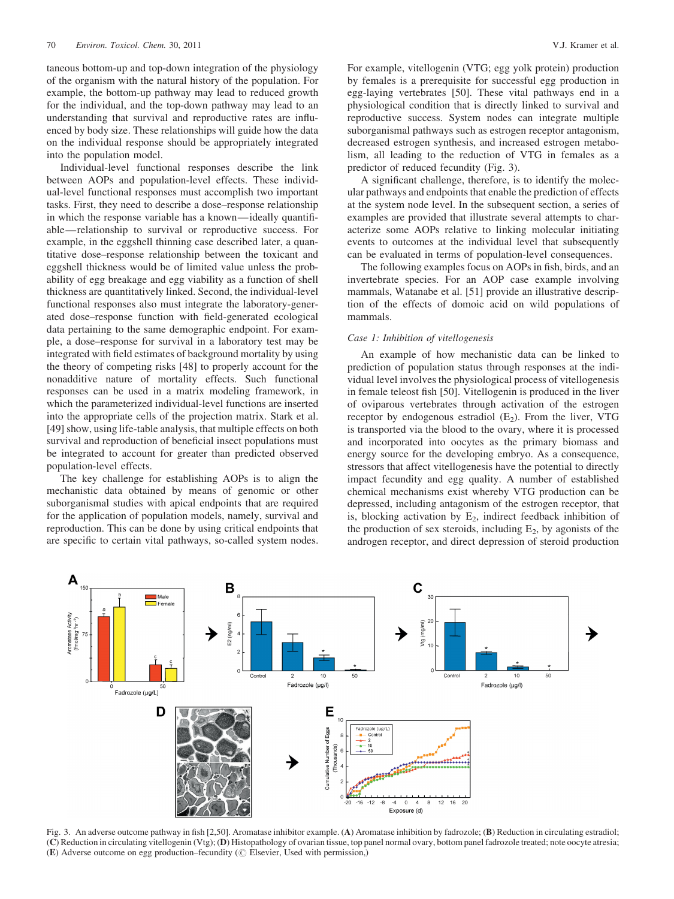taneous bottom-up and top-down integration of the physiology of the organism with the natural history of the population. For example, the bottom-up pathway may lead to reduced growth for the individual, and the top-down pathway may lead to an understanding that survival and reproductive rates are influenced by body size. These relationships will guide how the data on the individual response should be appropriately integrated into the population model.

Individual-level functional responses describe the link between AOPs and population-level effects. These individual-level functional responses must accomplish two important tasks. First, they need to describe a dose–response relationship in which the response variable has a known—ideally quantifiable—relationship to survival or reproductive success. For example, in the eggshell thinning case described later, a quantitative dose–response relationship between the toxicant and eggshell thickness would be of limited value unless the probability of egg breakage and egg viability as a function of shell thickness are quantitatively linked. Second, the individual-level functional responses also must integrate the laboratory-generated dose–response function with field-generated ecological data pertaining to the same demographic endpoint. For example, a dose–response for survival in a laboratory test may be integrated with field estimates of background mortality by using the theory of competing risks [48] to properly account for the nonadditive nature of mortality effects. Such functional responses can be used in a matrix modeling framework, in which the parameterized individual-level functions are inserted into the appropriate cells of the projection matrix. Stark et al. [49] show, using life-table analysis, that multiple effects on both survival and reproduction of beneficial insect populations must be integrated to account for greater than predicted observed population-level effects.

The key challenge for establishing AOPs is to align the mechanistic data obtained by means of genomic or other suborganismal studies with apical endpoints that are required for the application of population models, namely, survival and reproduction. This can be done by using critical endpoints that are specific to certain vital pathways, so-called system nodes. For example, vitellogenin (VTG; egg yolk protein) production by females is a prerequisite for successful egg production in egg-laying vertebrates [50]. These vital pathways end in a physiological condition that is directly linked to survival and reproductive success. System nodes can integrate multiple suborganismal pathways such as estrogen receptor antagonism, decreased estrogen synthesis, and increased estrogen metabolism, all leading to the reduction of VTG in females as a predictor of reduced fecundity (Fig. 3).

A significant challenge, therefore, is to identify the molecular pathways and endpoints that enable the prediction of effects at the system node level. In the subsequent section, a series of examples are provided that illustrate several attempts to characterize some AOPs relative to linking molecular initiating events to outcomes at the individual level that subsequently can be evaluated in terms of population-level consequences.

The following examples focus on AOPs in fish, birds, and an invertebrate species. For an AOP case example involving mammals, Watanabe et al. [51] provide an illustrative description of the effects of domoic acid on wild populations of mammals.

### *Case 1: Inhibition of vitellogenesis*

An example of how mechanistic data can be linked to prediction of population status through responses at the individual level involves the physiological process of vitellogenesis in female teleost fish [50]. Vitellogenin is produced in the liver of oviparous vertebrates through activation of the estrogen receptor by endogenous estradiol ($E_2$). From the liver, VTG is transported via the blood to the ovary, where it is processed and incorporated into oocytes as the primary biomass and energy source for the developing embryo. As a consequence, stressors that affect vitellogenesis have the potential to directly impact fecundity and egg quality. A number of established chemical mechanisms exist whereby VTG production can be depressed, including antagonism of the estrogen receptor, that is, blocking activation by $E_2$, indirect feedback inhibition of the production of sex steroids, including $E_2$, by agonists of the androgen receptor, and direct depression of steroid production

Fig. 3. An adverse outcome pathway in fish [2,50]. Aromatase inhibitor example. (**A**) Aromatase inhibition by fadrozole; (**B**) Reduction in circulating estradiol; (**C**) Reduction in circulating vitellogenin (Vtg); (**D**) Histopathology of ovarian tissue, top panel normal ovary, bottom panel fadrozole treated; note oocyte atresia; (**E**) Adverse outcome on egg production–fecundity (© Elsevier, Used with permission.)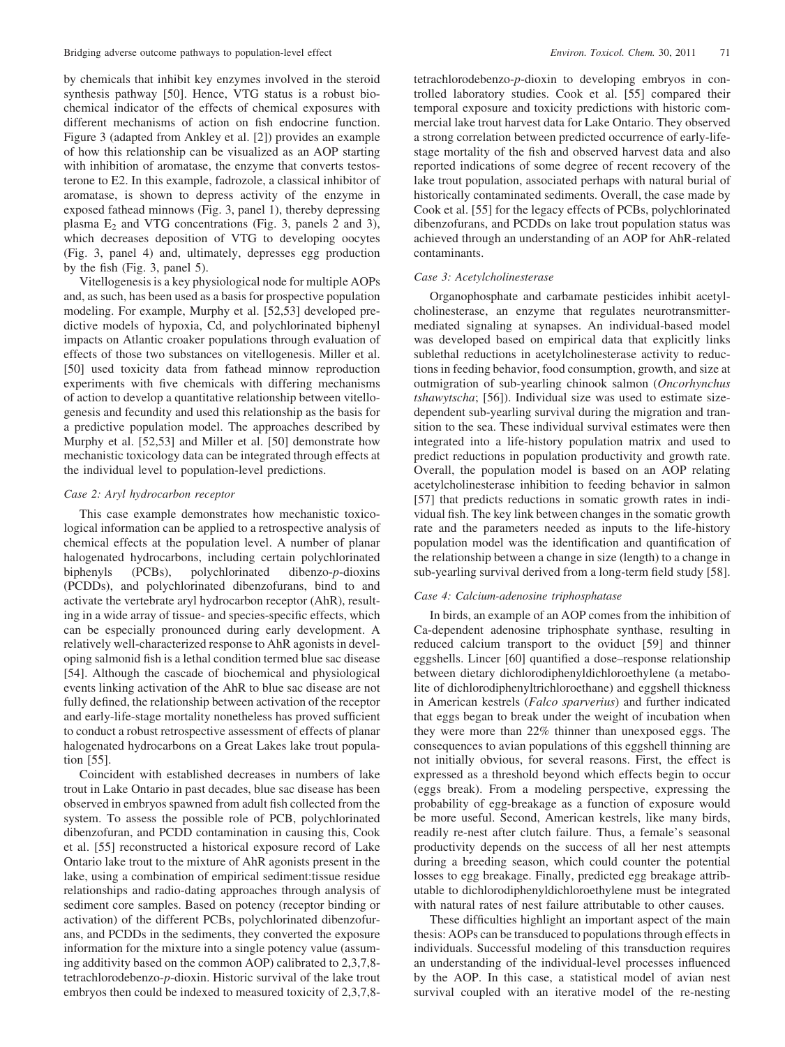by chemicals that inhibit key enzymes involved in the steroid synthesis pathway [50]. Hence, VTG status is a robust biochemical indicator of the effects of chemical exposures with different mechanisms of action on fish endocrine function. Figure 3 (adapted from Ankley et al. [2]) provides an example of how this relationship can be visualized as an AOP starting with inhibition of aromatase, the enzyme that converts testosterone to E2. In this example, fadrozole, a classical inhibitor of aromatase, is shown to depress activity of the enzyme in exposed fathead minnows (Fig. 3, panel 1), thereby depressing plasma $E_2$ and VTG concentrations (Fig. 3, panels 2 and 3), which decreases deposition of VTG to developing oocytes (Fig. 3, panel 4) and, ultimately, depresses egg production by the fish (Fig. 3, panel 5).

Vitellogenesis is a key physiological node for multiple AOPs and, as such, has been used as a basis for prospective population modeling. For example, Murphy et al. [52,53] developed predictive models of hypoxia, Cd, and polychlorinated biphenyl impacts on Atlantic croaker populations through evaluation of effects of those two substances on vitellogenesis. Miller et al. [50] used toxicity data from fathead minnow reproduction experiments with five chemicals with differing mechanisms of action to develop a quantitative relationship between vitellogenesis and fecundity and used this relationship as the basis for a predictive population model. The approaches described by Murphy et al. [52,53] and Miller et al. [50] demonstrate how mechanistic toxicology data can be integrated through effects at the individual level to population-level predictions.

### Case 2: Aryl hydrocarbon receptor

This case example demonstrates how mechanistic toxicological information can be applied to a retrospective analysis of chemical effects at the population level. A number of planar halogenated hydrocarbons, including certain polychlorinated biphenyls (PCBs), polychlorinated dibenzo-*p*-dioxins (PCDDs), and polychlorinated dibenzofurans, bind to and activate the vertebrate aryl hydrocarbon receptor (AhR), resulting in a wide array of tissue- and species-specific effects, which can be especially pronounced during early development. A relatively well-characterized response to AhR agonists in developing salmonid fish is a lethal condition termed blue sac disease [54]. Although the cascade of biochemical and physiological events linking activation of the AhR to blue sac disease are not fully defined, the relationship between activation of the receptor and early-life-stage mortality nonetheless has proved sufficient to conduct a robust retrospective assessment of effects of planar halogenated hydrocarbons on a Great Lakes lake trout population [55].

Coincident with established decreases in numbers of lake trout in Lake Ontario in past decades, blue sac disease has been observed in embryos spawned from adult fish collected from the system. To assess the possible role of PCB, polychlorinated dibenzofuran, and PCDD contamination in causing this, Cook et al. [55] reconstructed a historical exposure record of Lake Ontario lake trout to the mixture of AhR agonists present in the lake, using a combination of empirical sediment:tissue residue relationships and radio-dating approaches through analysis of sediment core samples. Based on potency (receptor binding or activation) of the different PCBs, polychlorinated dibenzofurans, and PCDDs in the sediments, they converted the exposure information for the mixture into a single potency value (assuming additivity based on the common AOP) calibrated to 2,3,7,8-tetrachlorodebenzo-*p*-dioxin. Historic survival of the lake trout embryos then could be indexed to measured toxicity of 2,3,7,8-tetrachlorodebenzo-*p*-dioxin to developing embryos in controlled laboratory studies. Cook et al. [55] compared their temporal exposure and toxicity predictions with historic commercial lake trout harvest data for Lake Ontario. They observed a strong correlation between predicted occurrence of early-life-stage mortality of the fish and observed harvest data and also reported indications of some degree of recent recovery of the lake trout population, associated perhaps with natural burial of historically contaminated sediments. Overall, the case made by Cook et al. [55] for the legacy effects of PCBs, polychlorinated dibenzofurans, and PCDDs on lake trout population status was achieved through an understanding of an AOP for AhR-related contaminants.

### Case 3: Acetylcholinesterase

Organophosphate and carbamate pesticides inhibit acetylcholinesterase, an enzyme that regulates neurotransmitter-mediated signaling at synapses. An individual-based model was developed based on empirical data that explicitly links sublethal reductions in acetylcholinesterase activity to reductions in feeding behavior, food consumption, growth, and size at outmigration of sub-yearling chinook salmon (*Oncorhynchus tshawytscha*; [56]). Individual size was used to estimate size-dependent sub-yearling survival during the migration and transition to the sea. These individual survival estimates were then integrated into a life-history population matrix and used to predict reductions in population productivity and growth rate. Overall, the population model is based on an AOP relating acetylcholinesterase inhibition to feeding behavior in salmon [57] that predicts reductions in somatic growth rates in individual fish. The key link between changes in the somatic growth rate and the parameters needed as inputs to the life-history population model was the identification and quantification of the relationship between a change in size (length) to a change in sub-yearling survival derived from a long-term field study [58].

### Case 4: Calcium-adenosine triphosphatase

In birds, an example of an AOP comes from the inhibition of Ca-dependent adenosine triphosphate synthase, resulting in reduced calcium transport to the oviduct [59] and thinner eggshells. Lincer [60] quantified a dose–response relationship between dietary dichlorodiphenyldichloroethylene (a metabolite of dichlorodiphenyltrichloroethane) and eggshell thickness in American kestrels (*Falco sparverius*) and further indicated that eggs began to break under the weight of incubation when they were more than 22% thinner than unexposed eggs. The consequences to avian populations of this eggshell thinning are not initially obvious, for several reasons. First, the effect is expressed as a threshold beyond which effects begin to occur (eggs break). From a modeling perspective, expressing the probability of egg-breakage as a function of exposure would be more useful. Second, American kestrels, like many birds, readily re-nest after clutch failure. Thus, a female's seasonal productivity depends on the success of all her nest attempts during a breeding season, which could counter the potential losses to egg breakage. Finally, predicted egg breakage attributable to dichlorodiphenyldichloroethylene must be integrated with natural rates of nest failure attributable to other causes.

These difficulties highlight an important aspect of the main thesis: AOPs can be transduced to populations through effects in individuals. Successful modeling of this transduction requires an understanding of the individual-level processes influenced by the AOP. In this case, a statistical model of avian nest survival coupled with an iterative model of the re-nesting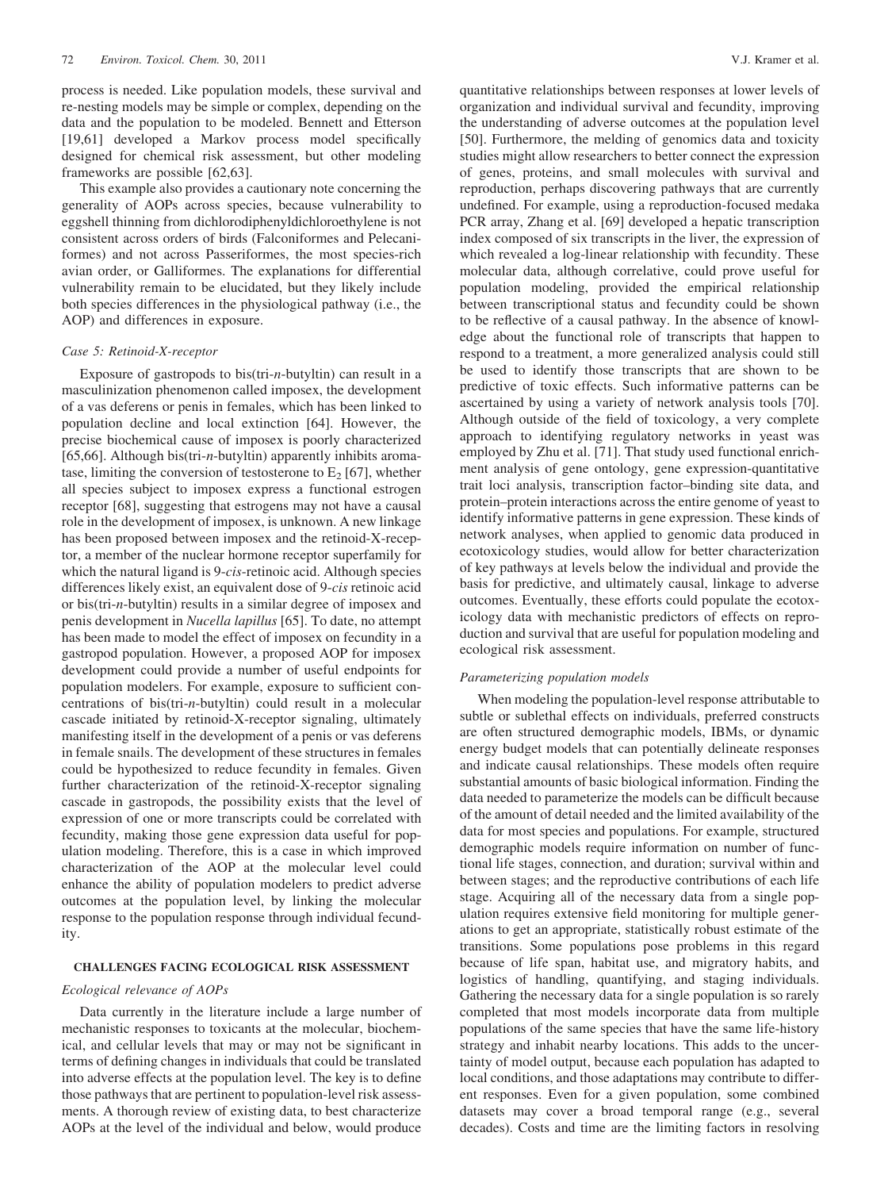process is needed. Like population models, these survival and re-nesting models may be simple or complex, depending on the data and the population to be modeled. Bennett and Etterson [19,61] developed a Markov process model specifically designed for chemical risk assessment, but other modeling frameworks are possible [62,63].

This example also provides a cautionary note concerning the generality of AOPs across species, because vulnerability to eggshell thinning from dichlorodiphenyldichloroethylene is not consistent across orders of birds (Falconiformes and Pelecaniformes) and not across Passeriformes, the most species-rich avian order, or Galliformes. The explanations for differential vulnerability remain to be elucidated, but they likely include both species differences in the physiological pathway (i.e., the AOP) and differences in exposure.

### *Case 5: Retinoid-X-receptor*

Exposure of gastropods to bis(tri-*n*-butyltin) can result in a masculinization phenomenon called imposex, the development of a vas deferens or penis in females, which has been linked to population decline and local extinction [64]. However, the precise biochemical cause of imposex is poorly characterized [65,66]. Although bis(tri-*n*-butyltin) apparently inhibits aromatase, limiting the conversion of testosterone to $E_2$ [67], whether all species subject to imposex express a functional estrogen receptor [68], suggesting that estrogens may not have a causal role in the development of imposex, is unknown. A new linkage has been proposed between imposex and the retinoid-X-receptor, a member of the nuclear hormone receptor superfamily for which the natural ligand is 9-*cis*-retinoic acid. Although species differences likely exist, an equivalent dose of 9-*cis* retinoic acid or bis(tri-*n*-butyltin) results in a similar degree of imposex and penis development in *Nucella lapillus* [65]. To date, no attempt has been made to model the effect of imposex on fecundity in a gastropod population. However, a proposed AOP for imposex development could provide a number of useful endpoints for population modelers. For example, exposure to sufficient concentrations of bis(tri-*n*-butyltin) could result in a molecular cascade initiated by retinoid-X-receptor signaling, ultimately manifesting itself in the development of a penis or vas deferens in female snails. The development of these structures in females could be hypothesized to reduce fecundity in females. Given further characterization of the retinoid-X-receptor signaling cascade in gastropods, the possibility exists that the level of expression of one or more transcripts could be correlated with fecundity, making those gene expression data useful for population modeling. Therefore, this is a case in which improved characterization of the AOP at the molecular level could enhance the ability of population modelers to predict adverse outcomes at the population level, by linking the molecular response to the population response through individual fecundity.

## CHALLENGES FACING ECOLOGICAL RISK ASSESSMENT

### *Ecological relevance of AOPs*

Data currently in the literature include a large number of mechanistic responses to toxicants at the molecular, biochemical, and cellular levels that may or may not be significant in terms of defining changes in individuals that could be translated into adverse effects at the population level. The key is to define those pathways that are pertinent to population-level risk assessments. A thorough review of existing data, to best characterize AOPs at the level of the individual and below, would produce quantitative relationships between responses at lower levels of organization and individual survival and fecundity, improving the understanding of adverse outcomes at the population level [50]. Furthermore, the melding of genomics data and toxicity studies might allow researchers to better connect the expression of genes, proteins, and small molecules with survival and reproduction, perhaps discovering pathways that are currently undefined. For example, using a reproduction-focused medaka PCR array, Zhang et al. [69] developed a hepatic transcription index composed of six transcripts in the liver, the expression of which revealed a log-linear relationship with fecundity. These molecular data, although correlative, could prove useful for population modeling, provided the empirical relationship between transcriptional status and fecundity could be shown to be reflective of a causal pathway. In the absence of knowledge about the functional role of transcripts that happen to respond to a treatment, a more generalized analysis could still be used to identify those transcripts that are shown to be predictive of toxic effects. Such informative patterns can be ascertained by using a variety of network analysis tools [70]. Although outside of the field of toxicology, a very complete approach to identifying regulatory networks in yeast was employed by Zhu et al. [71]. That study used functional enrichment analysis of gene ontology, gene expression-quantitative trait loci analysis, transcription factor–binding site data, and protein–protein interactions across the entire genome of yeast to identify informative patterns in gene expression. These kinds of network analyses, when applied to genomic data produced in ecotoxicology studies, would allow for better characterization of key pathways at levels below the individual and provide the basis for predictive, and ultimately causal, linkage to adverse outcomes. Eventually, these efforts could populate the ecotoxicology data with mechanistic predictors of effects on reproduction and survival that are useful for population modeling and ecological risk assessment.

### *Parameterizing population models*

When modeling the population-level response attributable to subtle or sublethal effects on individuals, preferred constructs are often structured demographic models, IBMs, or dynamic energy budget models that can potentially delineate responses and indicate causal relationships. These models often require substantial amounts of basic biological information. Finding the data needed to parameterize the models can be difficult because of the amount of detail needed and the limited availability of the data for most species and populations. For example, structured demographic models require information on number of functional life stages, connection, and duration; survival within and between stages; and the reproductive contributions of each life stage. Acquiring all of the necessary data from a single population requires extensive field monitoring for multiple generations to get an appropriate, statistically robust estimate of the transitions. Some populations pose problems in this regard because of life span, habitat use, and migratory habits, and logistics of handling, quantifying, and staging individuals. Gathering the necessary data for a single population is so rarely completed that most models incorporate data from multiple populations of the same species that have the same life-history strategy and inhabit nearby locations. This adds to the uncertainty of model output, because each population has adapted to local conditions, and those adaptations may contribute to different responses. Even for a given population, some combined datasets may cover a broad temporal range (e.g., several decades). Costs and time are the limiting factors in resolving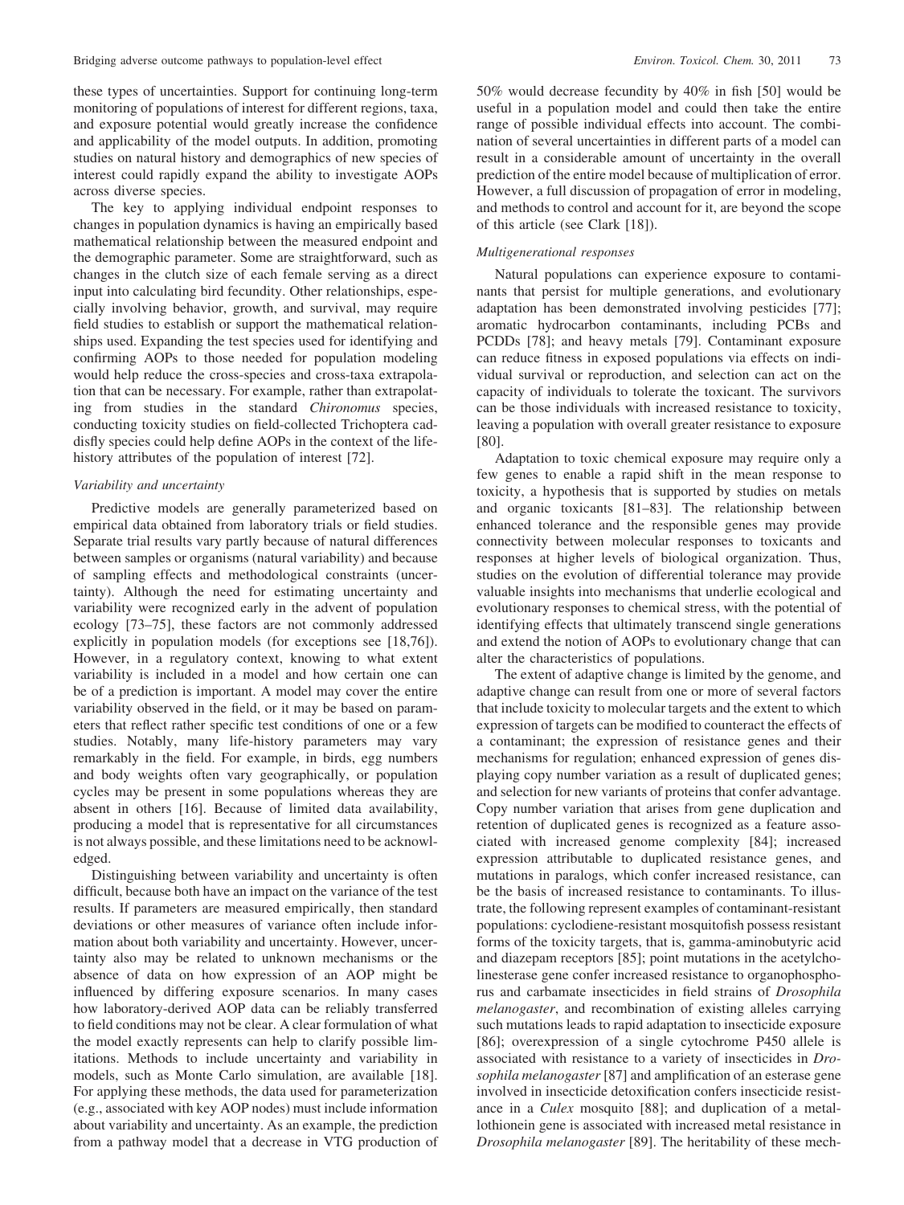these types of uncertainties. Support for continuing long-term monitoring of populations of interest for different regions, taxa, and exposure potential would greatly increase the confidence and applicability of the model outputs. In addition, promoting studies on natural history and demographics of new species of interest could rapidly expand the ability to investigate AOPs across diverse species.

The key to applying individual endpoint responses to changes in population dynamics is having an empirically based mathematical relationship between the measured endpoint and the demographic parameter. Some are straightforward, such as changes in the clutch size of each female serving as a direct input into calculating bird fecundity. Other relationships, especially involving behavior, growth, and survival, may require field studies to establish or support the mathematical relationships used. Expanding the test species used for identifying and confirming AOPs to those needed for population modeling would help reduce the cross-species and cross-taxa extrapolation that can be necessary. For example, rather than extrapolating from studies in the standard *Chironomus* species, conducting toxicity studies on field-collected Trichoptera caddisfly species could help define AOPs in the context of the life-history attributes of the population of interest [72].

### *Variability and uncertainty*

Predictive models are generally parameterized based on empirical data obtained from laboratory trials or field studies. Separate trial results vary partly because of natural differences between samples or organisms (natural variability) and because of sampling effects and methodological constraints (uncertainty). Although the need for estimating uncertainty and variability were recognized early in the advent of population ecology [73–75], these factors are not commonly addressed explicitly in population models (for exceptions see [18,76]). However, in a regulatory context, knowing to what extent variability is included in a model and how certain one can be of a prediction is important. A model may cover the entire variability observed in the field, or it may be based on parameters that reflect rather specific test conditions of one or a few studies. Notably, many life-history parameters may vary remarkably in the field. For example, in birds, egg numbers and body weights often vary geographically, or population cycles may be present in some populations whereas they are absent in others [16]. Because of limited data availability, producing a model that is representative for all circumstances is not always possible, and these limitations need to be acknowledged.

Distinguishing between variability and uncertainty is often difficult, because both have an impact on the variance of the test results. If parameters are measured empirically, then standard deviations or other measures of variance often include information about both variability and uncertainty. However, uncertainty also may be related to unknown mechanisms or the absence of data on how expression of an AOP might be influenced by differing exposure scenarios. In many cases how laboratory-derived AOP data can be reliably transferred to field conditions may not be clear. A clear formulation of what the model exactly represents can help to clarify possible limitations. Methods to include uncertainty and variability in models, such as Monte Carlo simulation, are available [18]. For applying these methods, the data used for parameterization (e.g., associated with key AOP nodes) must include information about variability and uncertainty. As an example, the prediction from a pathway model that a decrease in VTG production of 50% would decrease fecundity by 40% in fish [50] would be useful in a population model and could then take the entire range of possible individual effects into account. The combination of several uncertainties in different parts of a model can result in a considerable amount of uncertainty in the overall prediction of the entire model because of multiplication of error. However, a full discussion of propagation of error in modeling, and methods to control and account for it, are beyond the scope of this article (see Clark [18]).

### *Multigenerational responses*

Natural populations can experience exposure to contaminants that persist for multiple generations, and evolutionary adaptation has been demonstrated involving pesticides [77]; aromatic hydrocarbon contaminants, including PCBs and PCDDs [78]; and heavy metals [79]. Contaminant exposure can reduce fitness in exposed populations via effects on individual survival or reproduction, and selection can act on the capacity of individuals to tolerate the toxicant. The survivors can be those individuals with increased resistance to toxicity, leaving a population with overall greater resistance to exposure [80].

Adaptation to toxic chemical exposure may require only a few genes to enable a rapid shift in the mean response to toxicity, a hypothesis that is supported by studies on metals and organic toxicants [81–83]. The relationship between enhanced tolerance and the responsible genes may provide connectivity between molecular responses to toxicants and responses at higher levels of biological organization. Thus, studies on the evolution of differential tolerance may provide valuable insights into mechanisms that underlie ecological and evolutionary responses to chemical stress, with the potential of identifying effects that ultimately transcend single generations and extend the notion of AOPs to evolutionary change that can alter the characteristics of populations.

The extent of adaptive change is limited by the genome, and adaptive change can result from one or more of several factors that include toxicity to molecular targets and the extent to which expression of targets can be modified to counteract the effects of a contaminant; the expression of resistance genes and their mechanisms for regulation; enhanced expression of genes displaying copy number variation as a result of duplicated genes; and selection for new variants of proteins that confer advantage. Copy number variation that arises from gene duplication and retention of duplicated genes is recognized as a feature associated with increased genome complexity [84]; increased expression attributable to duplicated resistance genes, and mutations in paralogs, which confer increased resistance, can be the basis of increased resistance to contaminants. To illustrate, the following represent examples of contaminant-resistant populations: cyclodiene-resistant mosquitofish possess resistant forms of the toxicity targets, that is, gamma-aminobutyric acid and diazepam receptors [85]; point mutations in the acetylcholinesterase gene confer increased resistance to organophosphorus and carbamate insecticides in field strains of *Drosophila melanogaster*, and recombination of existing alleles carrying such mutations leads to rapid adaptation to insecticide exposure [86]; overexpression of a single cytochrome P450 allele is associated with resistance to a variety of insecticides in *Drosophila melanogaster* [87] and amplification of an esterase gene involved in insecticide detoxification confers insecticide resistance in a *Culex* mosquito [88]; and duplication of a metallothionein gene is associated with increased metal resistance in *Drosophila melanogaster* [89]. The heritability of these mech-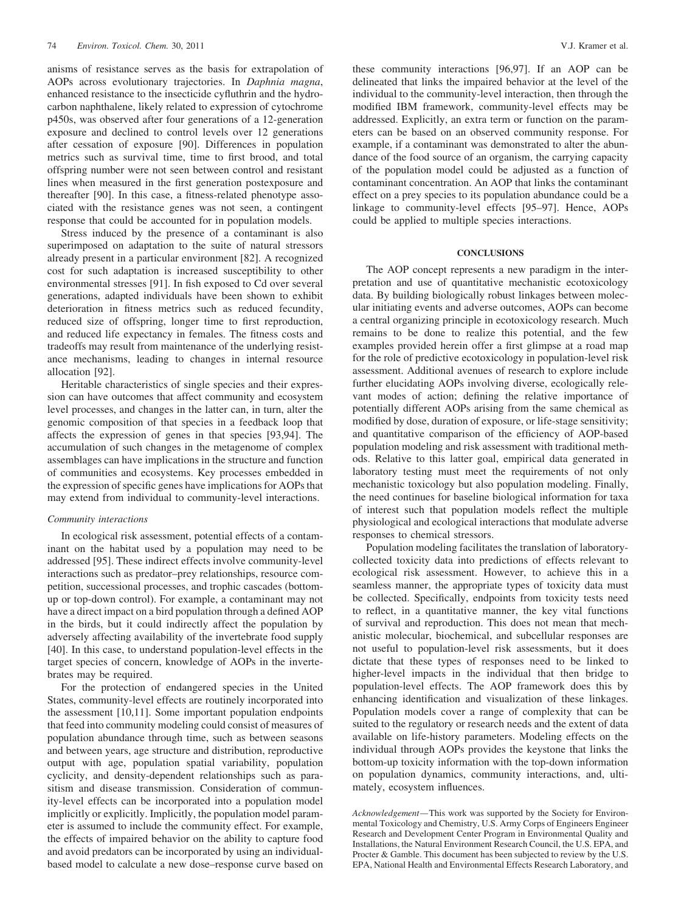anisms of resistance serves as the basis for extrapolation of AOPs across evolutionary trajectories. In *Daphnia magna*, enhanced resistance to the insecticide cyfluthrin and the hydrocarbon naphthalene, likely related to expression of cytochrome p450s, was observed after four generations of a 12-generation exposure and declined to control levels over 12 generations after cessation of exposure [90]. Differences in population metrics such as survival time, time to first brood, and total offspring number were not seen between control and resistant lines when measured in the first generation postexposure and thereafter [90]. In this case, a fitness-related phenotype associated with the resistance genes was not seen, a contingent response that could be accounted for in population models.

Stress induced by the presence of a contaminant is also superimposed on adaptation to the suite of natural stressors already present in a particular environment [82]. A recognized cost for such adaptation is increased susceptibility to other environmental stresses [91]. In fish exposed to Cd over several generations, adapted individuals have been shown to exhibit deterioration in fitness metrics such as reduced fecundity, reduced size of offspring, longer time to first reproduction, and reduced life expectancy in females. The fitness costs and tradeoffs may result from maintenance of the underlying resistance mechanisms, leading to changes in internal resource allocation [92].

Heritable characteristics of single species and their expression can have outcomes that affect community and ecosystem level processes, and changes in the latter can, in turn, alter the genomic composition of that species in a feedback loop that affects the expression of genes in that species [93,94]. The accumulation of such changes in the metagenome of complex assemblages can have implications in the structure and function of communities and ecosystems. Key processes embedded in the expression of specific genes have implications for AOPs that may extend from individual to community-level interactions.

### *Community interactions*

In ecological risk assessment, potential effects of a contaminant on the habitat used by a population may need to be addressed [95]. These indirect effects involve community-level interactions such as predator–prey relationships, resource competition, successional processes, and trophic cascades (bottom-up or top-down control). For example, a contaminant may not have a direct impact on a bird population through a defined AOP in the birds, but it could indirectly affect the population by adversely affecting availability of the invertebrate food supply [40]. In this case, to understand population-level effects in the target species of concern, knowledge of AOPs in the invertebrates may be required.

For the protection of endangered species in the United States, community-level effects are routinely incorporated into the assessment [10,11]. Some important population endpoints that feed into community modeling could consist of measures of population abundance through time, such as between seasons and between years, age structure and distribution, reproductive output with age, population spatial variability, population cyclicity, and density-dependent relationships such as parasitism and disease transmission. Consideration of community-level effects can be incorporated into a population model implicitly or explicitly. Implicitly, the population model parameter is assumed to include the community effect. For example, the effects of impaired behavior on the ability to capture food and avoid predators can be incorporated by using an individual-based model to calculate a new dose–response curve based on these community interactions [96,97]. If an AOP can be delineated that links the impaired behavior at the level of the individual to the community-level interaction, then through the modified IBM framework, community-level effects may be addressed. Explicitly, an extra term or function on the parameters can be based on an observed community response. For example, if a contaminant was demonstrated to alter the abundance of the food source of an organism, the carrying capacity of the population model could be adjusted as a function of contaminant concentration. An AOP that links the contaminant effect on a prey species to its population abundance could be a linkage to community-level effects [95–97]. Hence, AOPs could be applied to multiple species interactions.

## CONCLUSIONS

The AOP concept represents a new paradigm in the interpretation and use of quantitative mechanistic ecotoxicology data. By building biologically robust linkages between molecular initiating events and adverse outcomes, AOPs can become a central organizing principle in ecotoxicology research. Much remains to be done to realize this potential, and the few examples provided herein offer a first glimpse at a road map for the role of predictive ecotoxicology in population-level risk assessment. Additional avenues of research to explore include further elucidating AOPs involving diverse, ecologically relevant modes of action; defining the relative importance of potentially different AOPs arising from the same chemical as modified by dose, duration of exposure, or life-stage sensitivity; and quantitative comparison of the efficiency of AOP-based population modeling and risk assessment with traditional methods. Relative to this latter goal, empirical data generated in laboratory testing must meet the requirements of not only mechanistic toxicology but also population modeling. Finally, the need continues for baseline biological information for taxa of interest such that population models reflect the multiple physiological and ecological interactions that modulate adverse responses to chemical stressors.

Population modeling facilitates the translation of laboratory-collected toxicity data into predictions of effects relevant to ecological risk assessment. However, to achieve this in a seamless manner, the appropriate types of toxicity data must be collected. Specifically, endpoints from toxicity tests need to reflect, in a quantitative manner, the key vital functions of survival and reproduction. This does not mean that mechanistic molecular, biochemical, and subcellular responses are not useful to population-level risk assessments, but it does dictate that these types of responses need to be linked to higher-level impacts in the individual that then bridge to population-level effects. The AOP framework does this by enhancing identification and visualization of these linkages. Population models cover a range of complexity that can be suited to the regulatory or research needs and the extent of data available on life-history parameters. Modeling effects on the individual through AOPs provides the keystone that links the bottom-up toxicity information with the top-down information on population dynamics, community interactions, and, ultimately, ecosystem influences.

*Acknowledgement*—This work was supported by the Society for Environmental Toxicology and Chemistry, U.S. Army Corps of Engineers Engineer Research and Development Center Program in Environmental Quality and Installations, the Natural Environment Research Council, the U.S. EPA, and Procter & Gamble. This document has been subjected to review by the U.S. EPA, National Health and Environmental Effects Research Laboratory, and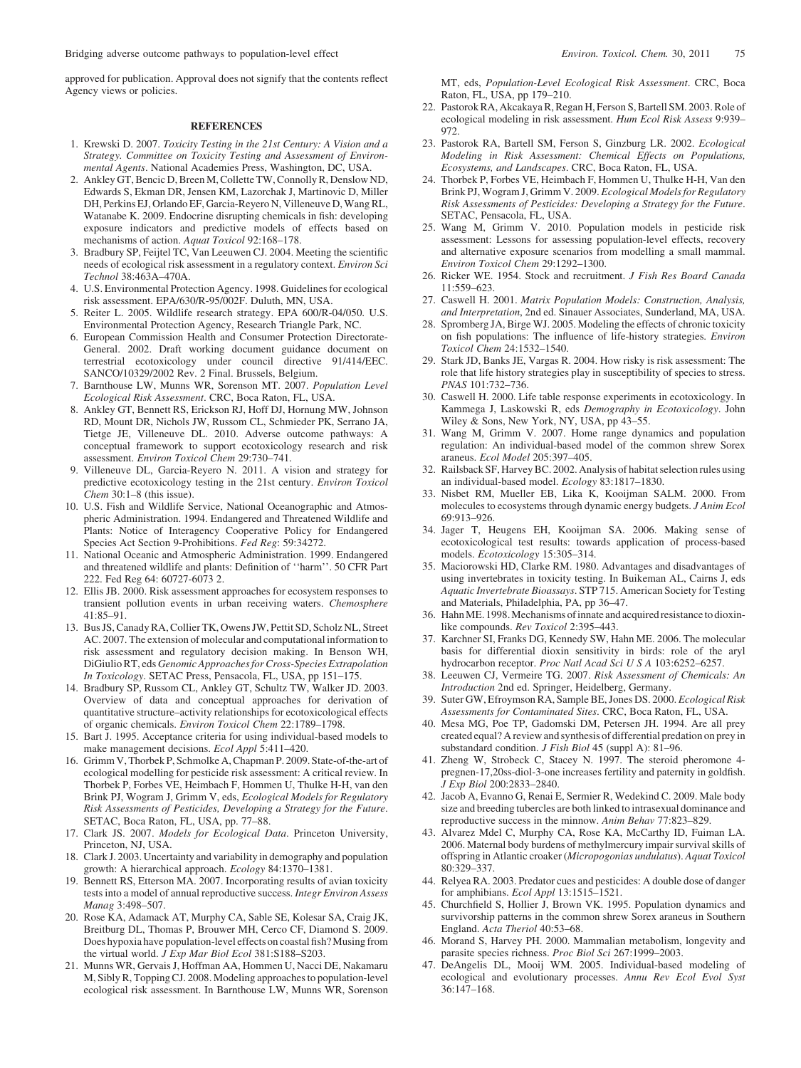approved for publication. Approval does not signify that the contents reflect Agency views or policies.

## REFERENCES

1. Krewski D. 2007. *Toxicity Testing in the 21st Century: A Vision and a Strategy. Committee on Toxicity Testing and Assessment of Environmental Agents*. National Academies Press, Washington, DC, USA.
2. Ankley GT, Bencic D, Breen M, Collette TW, Connolly R, Denslow ND, Edwards S, Ekman DR, Jensen KM, Lazorchak J, Martinovic D, Miller DH, Perkins EJ, Orlando EF, Garcia-Reyero N, Villeneuve D, Wang RL, Watanabe K. 2009. Endocrine disrupting chemicals in fish: developing exposure indicators and predictive models of effects based on mechanisms of action. *Aquat Toxicol* 92:168–178.
3. Bradbury SP, Feijtel TC, Van Leeuwen CJ. 2004. Meeting the scientific needs of ecological risk assessment in a regulatory context. *Environ Sci Technol* 38:463A–470A.
4. U.S. Environmental Protection Agency. 1998. Guidelines for ecological risk assessment. EPA/630/R-95/002F. Duluth, MN, USA.
5. Reiter L. 2005. Wildlife research strategy. EPA 600/R-04/050. U.S. Environmental Protection Agency, Research Triangle Park, NC.
6. European Commission Health and Consumer Protection Directorate-General. 2002. Draft working document guidance document on terrestrial ecotoxicology under council directive 91/414/EEC. SANCO/10329/2002 Rev. 2 Final. Brussels, Belgium.
7. Barnthouse LW, Munns WR, Sorenson MT. 2007. *Population Level Ecological Risk Assessment*. CRC, Boca Raton, FL, USA.
8. Ankley GT, Bennett RS, Erickson RJ, Hoff DJ, Hornung MW, Johnson RD, Mount DR, Nichols JW, Russom CL, Schmieder PK, Serrano JA, Tietge JE, Villeneuve DL. 2010. Adverse outcome pathways: A conceptual framework to support ecotoxicology research and risk assessment. *Environ Toxicol Chem* 29:730–741.
9. Villeneuve DL, Garcia-Reyero N. 2011. A vision and strategy for predictive ecotoxicology testing in the 21st century. *Environ Toxicol Chem* 30:1–8 (this issue).
10. U.S. Fish and Wildlife Service, National Oceanographic and Atmospheric Administration. 1994. Endangered and Threatened Wildlife and Plants: Notice of Interagency Cooperative Policy for Endangered Species Act Section 9-Prohibitions. *Fed Reg*: 59:34272.
11. National Oceanic and Atmospheric Administration. 1999. Endangered and threatened wildlife and plants: Definition of ''harm''. 50 CFR Part 222. Fed Reg 64: 60727-6073 2.
12. Ellis JB. 2000. Risk assessment approaches for ecosystem responses to transient pollution events in urban receiving waters. *Chemosphere* 41:85–91.
13. Bus JS, Canady RA, Collier TK, Owens JW, Pettit SD, Scholz NL, Street AC. 2007. The extension of molecular and computational information to risk assessment and regulatory decision making. In Benson WH, DiGiulio RT, eds *Genomic Approaches for Cross-Species Extrapolation In Toxicology*. SETAC Press, Pensacola, FL, USA, pp 151–175.
14. Bradbury SP, Russom CL, Ankley GT, Schultz TW, Walker JD. 2003. Overview of data and conceptual approaches for derivation of quantitative structure–activity relationships for ecotoxicological effects of organic chemicals. *Environ Toxicol Chem* 22:1789–1798.
15. Bart J. 1995. Acceptance criteria for using individual-based models to make management decisions. *Ecol Appl* 5:411–420.
16. Grimm V, Thorbek P, Schmolke A, Chapman P. 2009. State-of-the-art of ecological modelling for pesticide risk assessment: A critical review. In Thorbek P, Forbes VE, Heimbach F, Hommen U, Thulke H-H, van den Brink PJ, Wogram J, Grimm V, eds, *Ecological Models for Regulatory Risk Assessments of Pesticides, Developing a Strategy for the Future*. SETAC, Boca Raton, FL, USA, pp. 77–88.
17. Clark JS. 2007. *Models for Ecological Data*. Princeton University, Princeton, NJ, USA.
18. Clark J. 2003. Uncertainty and variability in demography and population growth: A hierarchical approach. *Ecology* 84:1370–1381.
19. Bennett RS, Etterson MA. 2007. Incorporating results of avian toxicity tests into a model of annual reproductive success. *Integr Environ Assess Manag* 3:498–507.
20. Rose KA, Adamack AT, Murphy CA, Sable SE, Kolesar SA, Craig JK, Breitburg DL, Thomas P, Brouwer MH, Cerco CF, Diamond S. 2009. Does hypoxia have population-level effects on coastal fish? Musing from the virtual world. *J Exp Mar Biol Ecol* 381:S188–S203.
21. Munns WR, Gervais J, Hoffman AA, Hommen U, Nacci DE, Nakamaru M, Sibly R, Topping CJ. 2008. Modeling approaches to population-level ecological risk assessment. In Barnthouse LW, Munns WR, Sorenson MT, eds, *Population-Level Ecological Risk Assessment*. CRC, Boca Raton, FL, USA, pp 179–210.
22. Pastorok RA, Akcakaya R, Regan H, Ferson S, Bartell SM. 2003. Role of ecological modeling in risk assessment. *Hum Ecol Risk Assess* 9:939–972.
23. Pastorok RA, Bartell SM, Ferson S, Ginzburg LR. 2002. *Ecological Modeling in Risk Assessment: Chemical Effects on Populations, Ecosystems, and Landscapes*. CRC, Boca Raton, FL, USA.
24. Thorbek P, Forbes VE, Heimbach F, Hommen U, Thulke H-H, Van den Brink PJ, Wogram J, Grimm V. 2009. *Ecological Models for Regulatory Risk Assessments of Pesticides: Developing a Strategy for the Future*. SETAC, Pensacola, FL, USA.
25. Wang M, Grimm V. 2010. Population models in pesticide risk assessment: Lessons for assessing population-level effects, recovery and alternative exposure scenarios from modelling a small mammal. *Environ Toxicol Chem* 29:1292–1300.
26. Ricker WE. 1954. Stock and recruitment. *J Fish Res Board Canada* 11:559–623.
27. Caswell H. 2001. *Matrix Population Models: Construction, Analysis, and Interpretation*, 2nd ed. Sinauer Associates, Sunderland, MA, USA.
28. Spromberg JA, Birge WJ. 2005. Modeling the effects of chronic toxicity on fish populations: The influence of life-history strategies. *Environ Toxicol Chem* 24:1532–1540.
29. Stark JD, Banks JE, Vargas R. 2004. How risky is risk assessment: The role that life history strategies play in susceptibility of species to stress. *PNAS* 101:732–736.
30. Caswell H. 2000. Life table response experiments in ecotoxicology. In Kammega J, Laskowski R, eds *Demography in Ecotoxicology*. John Wiley & Sons, New York, NY, USA, pp 43–55.
31. Wang M, Grimm V. 2007. Home range dynamics and population regulation: An individual-based model of the common shrew Sorex araneus. *Ecol Model* 205:397–405.
32. Railsback SF, Harvey BC. 2002. Analysis of habitat selection rules using an individual-based model. *Ecology* 83:1817–1830.
33. Nisbet RM, Mueller EB, Lika K, Kooijman SALM. 2000. From molecules to ecosystems through dynamic energy budgets. *J Anim Ecol* 69:913–926.
34. Jager T, Heugens EH, Kooijman SA. 2006. Making sense of ecotoxicological test results: towards application of process-based models. *Ecotoxicology* 15:305–314.
35. Maciorowski HD, Clarke RM. 1980. Advantages and disadvantages of using invertebrates in toxicity testing. In Buikeman AL, Cairns J, eds *Aquatic Invertebrate Bioassays*. STP 715. American Society for Testing and Materials, Philadelphia, PA, pp 36–47.
36. Hahn ME. 1998. Mechanisms of innate and acquired resistance to dioxin-like compounds. *Rev Toxicol* 2:395–443.
37. Karchner SI, Franks DG, Kennedy SW, Hahn ME. 2006. The molecular basis for differential dioxin sensitivity in birds: role of the aryl hydrocarbon receptor. *Proc Natl Acad Sci U S A* 103:6252–6257.
38. Leeuwen CJ, Vermeire TG. 2007. *Risk Assessment of Chemicals: An Introduction* 2nd ed. Springer, Heidelberg, Germany.
39. Suter GW, Efroymson RA, Sample BE, Jones DS. 2000. *Ecological Risk Assessments for Contaminated Sites*. CRC, Boca Raton, FL, USA.
40. Mesa MG, Poe TP, Gadomski DM, Petersen JH. 1994. Are all prey created equal? A review and synthesis of differential predation on prey in substandard condition. *J Fish Biol* 45 (suppl A): 81–96.
41. Zheng W, Strobeck C, Stacey N. 1997. The steroid pheromone 4-pregnen-17,20ss-diol-3-one increases fertility and paternity in goldfish. *J Exp Biol* 200:2833–2840.
42. Jacob A, Evanno G, Renai E, Sermier R, Wedekind C. 2009. Male body size and breeding tubercles are both linked to intrasexual dominance and reproductive success in the minnow. *Anim Behav* 77:823–829.
43. Alvarez Mdel C, Murphy CA, Rose KA, McCarthy ID, Fuiman LA. 2006. Maternal body burdens of methylmercury impair survival skills of offspring in Atlantic croaker (*Micropogonias undulatus*). *Aquat Toxicol* 80:329–337.
44. Relyea RA. 2003. Predator cues and pesticides: A double dose of danger for amphibians. *Ecol Appl* 13:1515–1521.
45. Churchfield S, Hollier J, Brown VK. 1995. Population dynamics and survivorship patterns in the common shrew Sorex araneus in Southern England. *Acta Theriol* 40:53–68.
46. Morand S, Harvey PH. 2000. Mammalian metabolism, longevity and parasite species richness. *Proc Biol Sci* 267:1999–2003.
47. DeAngelis DL, Mooij WM. 2005. Individual-based modeling of ecological and evolutionary processes. *Annu Rev Ecol Evol Syst* 36:147–168.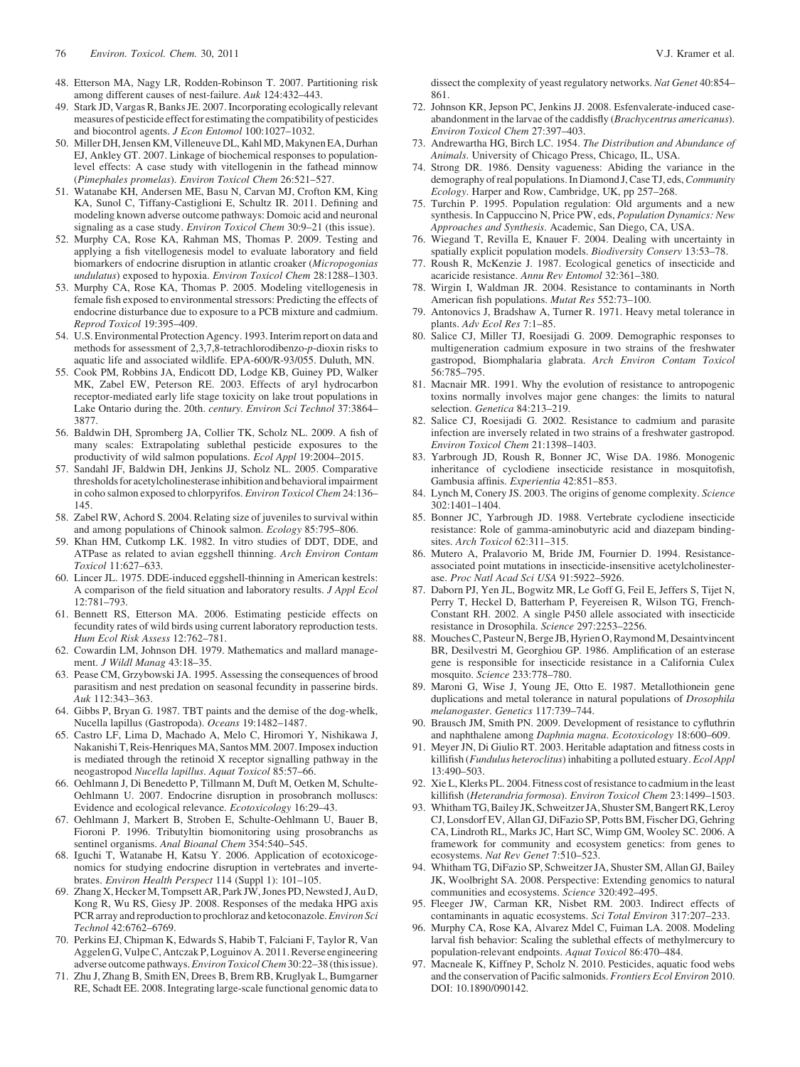48. Etterson MA, Nagy LR, Rodden-Robinson T. 2007. Partitioning risk among different causes of nest-failure. *Auk* 124:432–443.
49. Stark JD, Vargas R, Banks JE. 2007. Incorporating ecologically relevant measures of pesticide effect for estimating the compatibility of pesticides and biocontrol agents. *J Econ Entomol* 100:1027–1032.
50. Miller DH, Jensen KM, Villeneuve DL, Kahl MD, Makynen EA, Durhan EJ, Ankley GT. 2007. Linkage of biochemical responses to population-level effects: A case study with vitellogenin in the fathead minnow (*Pimephales promelas*). *Environ Toxicol Chem* 26:521–527.
51. Watanabe KH, Andersen ME, Basu N, Carvan MJ, Crofton KM, King KA, Sunol C, Tiffany-Castiglioni E, Schultz IR. 2011. Defining and modeling known adverse outcome pathways: Domoic acid and neuronal signaling as a case study. *Environ Toxicol Chem* 30:9–21 (this issue).
52. Murphy CA, Rose KA, Rahman MS, Thomas P. 2009. Testing and applying a fish vitellogenesis model to evaluate laboratory and field biomarkers of endocrine disruption in atlantic croaker (*Micropogonias undulatus*) exposed to hypoxia. *Environ Toxicol Chem* 28:1288–1303.
53. Murphy CA, Rose KA, Thomas P. 2005. Modeling vitellogenesis in female fish exposed to environmental stressors: Predicting the effects of endocrine disturbance due to exposure to a PCB mixture and cadmium. *Reprod Toxicol* 19:395–409.
54. U.S. Environmental Protection Agency. 1993. Interim report on data and methods for assessment of 2,3,7,8-tetrachlorodibenzo-*p*-dioxin risks to aquatic life and associated wildlife. EPA-600/R-93/055. Duluth, MN.
55. Cook PM, Robbins JA, Endicott DD, Lodge KB, Guiney PD, Walker MK, Zabel EW, Peterson RE. 2003. Effects of aryl hydrocarbon receptor-mediated early life stage toxicity on lake trout populations in Lake Ontario during the. 20th. *century*. *Environ Sci Technol* 37:3864–3877.
56. Baldwin DH, Spromberg JA, Collier TK, Scholz NL. 2009. A fish of many scales: Extrapolating sublethal pesticide exposures to the productivity of wild salmon populations. *Ecol Appl* 19:2004–2015.
57. Sandahl JF, Baldwin DH, Jenkins JJ, Scholz NL. 2005. Comparative thresholds for acetylcholinesterase inhibition and behavioral impairment in coho salmon exposed to chlorpyrifos. *Environ Toxicol Chem* 24:136–145.
58. Zabel RW, Achord S. 2004. Relating size of juveniles to survival within and among populations of Chinook salmon. *Ecology* 85:795–806.
59. Khan HM, Cutkomp LK. 1982. In vitro studies of DDT, DDE, and ATPase as related to avian eggshell thinning. *Arch Environ Contam Toxicol* 11:627–633.
60. Lincer JL. 1975. DDE-induced eggshell-thinning in American kestrels: A comparison of the field situation and laboratory results. *J Appl Ecol* 12:781–793.
61. Bennett RS, Etterson MA. 2006. Estimating pesticide effects on fecundity rates of wild birds using current laboratory reproduction tests. *Hum Ecol Risk Assess* 12:762–781.
62. Cowardin LM, Johnson DH. 1979. Mathematics and mallard management. *J Wildl Manag* 43:18–35.
63. Pease CM, Grzybowski JA. 1995. Assessing the consequences of brood parasitism and nest predation on seasonal fecundity in passerine birds. *Auk* 112:343–363.
64. Gibbs P, Bryan G. 1987. TBT paints and the demise of the dog-whelk, Nucella lapillus (Gastropoda). *Oceans* 19:1482–1487.
65. Castro LF, Lima D, Machado A, Melo C, Hiromori Y, Nishikawa J, Nakanishi T, Reis-Henriques MA, Santos MM. 2007. Imposex induction is mediated through the retinoid X receptor signalling pathway in the neogastropod *Nucella lapillus*. *Aquat Toxicol* 85:57–66.
66. Oehlmann J, Di Benedetto P, Tillmann M, Duft M, Oetken M, Schulte-Oehlmann U. 2007. Endocrine disruption in prosobranch molluscs: Evidence and ecological relevance. *Ecotoxicology* 16:29–43.
67. Oehlmann J, Markert B, Stroben E, Schulte-Oehlmann U, Bauer B, Fioroni P. 1996. Tributyltin biomonitoring using prosobranchs as sentinel organisms. *Anal Bioanal Chem* 354:540–545.
68. Iguchi T, Watanabe H, Katsu Y. 2006. Application of ecotoxicogenomics for studying endocrine disruption in vertebrates and invertebrates. *Environ Health Perspect* 114 (Suppl 1): 101–105.
69. Zhang X, Hecker M, Tompsett AR, Park JW, Jones PD, Newsted J, Au D, Kong R, Wu RS, Giesy JP. 2008. Responses of the medaka HPG axis PCR array and reproduction to prochloraz and ketoconazole. *Environ Sci Technol* 42:6762–6769.
70. Perkins EJ, Chipman K, Edwards S, Habib T, Falciani F, Taylor R, Van Aggelen G, Vulpe C, Antczak P, Loguinov A. 2011. Reverse engineering adverse outcome pathways. *Environ Toxicol Chem* 30:22–38 (this issue).
71. Zhu J, Zhang B, Smith EN, Drees B, Brem RB, Kruglyak L, Bumgarner RE, Schadt EE. 2008. Integrating large-scale functional genomic data to dissect the complexity of yeast regulatory networks. *Nat Genet* 40:854–861.
72. Johnson KR, Jepson PC, Jenkins JJ. 2008. Esfenvalerate-induced case-abandonment in the larvae of the caddisfly (*Brachycentrus americanus*). *Environ Toxicol Chem* 27:397–403.
73. Andrewartha HG, Birch LC. 1954. *The Distribution and Abundance of Animals*. University of Chicago Press, Chicago, IL, USA.
74. Strong DR. 1986. Density vagueness: Abiding the variance in the demography of real populations. In Diamond J, Case TJ, eds, *Community Ecology*. Harper and Row, Cambridge, UK, pp 257–268.
75. Turchin P. 1995. Population regulation: Old arguments and a new synthesis. In Cappuccino N, Price PW, eds, *Population Dynamics: New Approaches and Synthesis*. Academic, San Diego, CA, USA.
76. Wiegand T, Revilla E, Knauer F. 2004. Dealing with uncertainty in spatially explicit population models. *Biodiversity Conserv* 13:53–78.
77. Roush R, McKenzie J. 1987. Ecological genetics of insecticide and acaricide resistance. *Annu Rev Entomol* 32:361–380.
78. Wirgin I, Waldman JR. 2004. Resistance to contaminants in North American fish populations. *Mutat Res* 552:73–100.
79. Antonovics J, Bradshaw A, Turner R. 1971. Heavy metal tolerance in plants. *Adv Ecol Res* 7:1–85.
80. Salice CJ, Miller TJ, Roesijadi G. 2009. Demographic responses to multigeneration cadmium exposure in two strains of the freshwater gastropod, Biomphalaria glabrata. *Arch Environ Contam Toxicol* 56:785–795.
81. Macnair MR. 1991. Why the evolution of resistance to antropogenic toxins normally involves major gene changes: the limits to natural selection. *Genetica* 84:213–219.
82. Salice CJ, Roesijadi G. 2002. Resistance to cadmium and parasite infection are inversely related in two strains of a freshwater gastropod. *Environ Toxicol Chem* 21:1398–1403.
83. Yarbrough JD, Roush R, Bonner JC, Wise DA. 1986. Monogenic inheritance of cyclodiene insecticide resistance in mosquitofish, Gambusia affinis. *Experientia* 42:851–853.
84. Lynch M, Conery JS. 2003. The origins of genome complexity. *Science* 302:1401–1404.
85. Bonner JC, Yarbrough JD. 1988. Vertebrate cyclodiene insecticide resistance: Role of gamma-aminobutyric acid and diazepam binding-sites. *Arch Toxicol* 62:311–315.
86. Mutero A, Pralavorio M, Bride JM, Fournier D. 1994. Resistance-associated point mutations in insecticide-insensitive acetylcholinesterase. *Proc Natl Acad Sci USA* 91:5922–5926.
87. Daborn PJ, Yen JL, Bogwitz MR, Le Goff G, Feil E, Jeffers S, Tijet N, Perry T, Heckel D, Batterham P, Feyereisen R, Wilson TG, French-Constant RH. 2002. A single P450 allele associated with insecticide resistance in Drosophila. *Science* 297:2253–2256.
88. Mouches C, Pasteur N, Berge JB, Hyrien O, Raymond M, Desaintvincent BR, Desilvestri M, Georghiou GP. 1986. Amplification of an esterase gene is responsible for insecticide resistance in a California Culex mosquito. *Science* 233:778–780.
89. Maroni G, Wise J, Young JE, Otto E. 1987. Metallothionein gene duplications and metal tolerance in natural populations of *Drosophila melanogaster*. *Genetics* 117:739–744.
90. Brausch JM, Smith PN. 2009. Development of resistance to cyfluthrin and naphthalene among *Daphnia magna*. *Ecotoxicology* 18:600–609.
91. Meyer JN, Di Giulio RT. 2003. Heritable adaptation and fitness costs in killifish (*Fundulus heteroclitus*) inhabiting a polluted estuary. *Ecol Appl* 13:490–503.
92. Xie L, Klerks PL. 2004. Fitness cost of resistance to cadmium in the least killifish (*Heterandria formosa*). *Environ Toxicol Chem* 23:1499–1503.
93. Whitham TG, Bailey JK, Schweitzer JA, Shuster SM, Bangert RK, Leroy CJ, Lonsdorf EV, Allan GJ, DiFazio SP, Potts BM, Fischer DG, Gehring CA, Lindroth RL, Marks JC, Hart SC, Wimp GM, Wooley SC. 2006. A framework for community and ecosystem genetics: from genes to ecosystems. *Nat Rev Genet* 7:510–523.
94. Whitham TG, DiFazio SP, Schweitzer JA, Shuster SM, Allan GJ, Bailey JK, Woolbright SA. 2008. Perspective: Extending genomics to natural communities and ecosystems. *Science* 320:492–495.
95. Fleeger JW, Carman KR, Nisbet RM. 2003. Indirect effects of contaminants in aquatic ecosystems. *Sci Total Environ* 317:207–233.
96. Murphy CA, Rose KA, Alvarez Mdel C, Fuiman LA. 2008. Modeling larval fish behavior: Scaling the sublethal effects of methylmercury to population-relevant endpoints. *Aquat Toxicol* 86:470–484.
97. Macneale K, Kiffney P, Scholz N. 2010. Pesticides, aquatic food webs and the conservation of Pacific salmonids. *Frontiers Ecol Environ* 2010. DOI: 10.1890/090142.